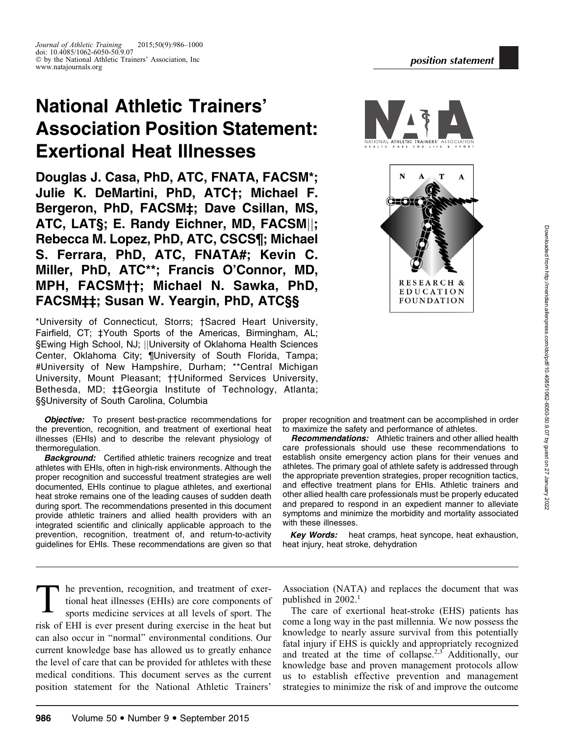position statement

# National Athletic Trainers' Association Position Statement: Exertional Heat Illnesses

**Douglas J. Casa, PhD, ATC, FNATA, FACSM\*; Julie K. DeMartini, PhD, ATC†; Michael F. Bergeron, PhD, FACSM‡; Dave Csillan, MS, ATC, LAT§; E. Randy Eichner, MD, FACSM||; Rebecca M. Lopez, PhD, ATC, CSCS¶; Michael S. Ferrara, PhD, ATC, FNATA#; Kevin C. Miller, PhD, ATC\*\*; Francis O'Connor, MD, MPH, FACSM††; Michael N. Sawka, PhD, FACSM‡‡; Susan W. Yeargin, PhD, ATC§§**

\*University of Connecticut, Storrs; †Sacred Heart University, Fairfield, CT; ‡Youth Sports of the Americas, Birmingham, AL; §Ewing High School, NJ; ||University of Oklahoma Health Sciences Center, Oklahoma City; ¶University of South Florida, Tampa; #University of New Hampshire, Durham; \*\*Central Michigan University, Mount Pleasant; ††Uniformed Services University, Bethesda, MD; ‡‡Georgia Institute of Technology, Atlanta; §§University of South Carolina, Columbia

***Objective:*** To present best-practice recommendations for the prevention, recognition, and treatment of exertional heat illnesses (EHIs) and to describe the relevant physiology of thermoregulation.

***Background:*** Certified athletic trainers recognize and treat athletes with EHIs, often in high-risk environments. Although the proper recognition and successful treatment strategies are well documented, EHIs continue to plague athletes, and exertional heat stroke remains one of the leading causes of sudden death during sport. The recommendations presented in this document provide athletic trainers and allied health providers with an integrated scientific and clinically applicable approach to the prevention, recognition, treatment of, and return-to-activity guidelines for EHIs. These recommendations are given so that proper recognition and treatment can be accomplished in order to maximize the safety and performance of athletes.

***Recommendations:*** Athletic trainers and other allied health care professionals should use these recommendations to establish onsite emergency action plans for their venues and athletes. The primary goal of athlete safety is addressed through the appropriate prevention strategies, proper recognition tactics, and effective treatment plans for EHIs. Athletic trainers and other allied health care professionals must be properly educated and prepared to respond in an expedient manner to alleviate symptoms and minimize the morbidity and mortality associated with these illnesses.

***Key Words:*** heat cramps, heat syncope, heat exhaustion, heat injury, heat stroke, dehydration

The prevention, recognition, and treatment of exertional heat illnesses (EHIs) are core components of sports medicine services at all levels of sport. The risk of EHI is ever present during exercise in the heat but can also occur in "normal" environmental conditions. Our current knowledge base has allowed us to greatly enhance the level of care that can be provided for athletes with these medical conditions. This document serves as the current position statement for the National Athletic Trainers' Association (NATA) and replaces the document that was published in 2002.[1]

The care of exertional heat-stroke (EHS) patients has come a long way in the past millennia. We now possess the knowledge to nearly assure survival from this potentially fatal injury if EHS is quickly and appropriately recognized and treated at the time of collapse.[2,3] Additionally, our knowledge base and proven management protocols allow us to establish effective prevention and management strategies to minimize the risk of and improve the outcome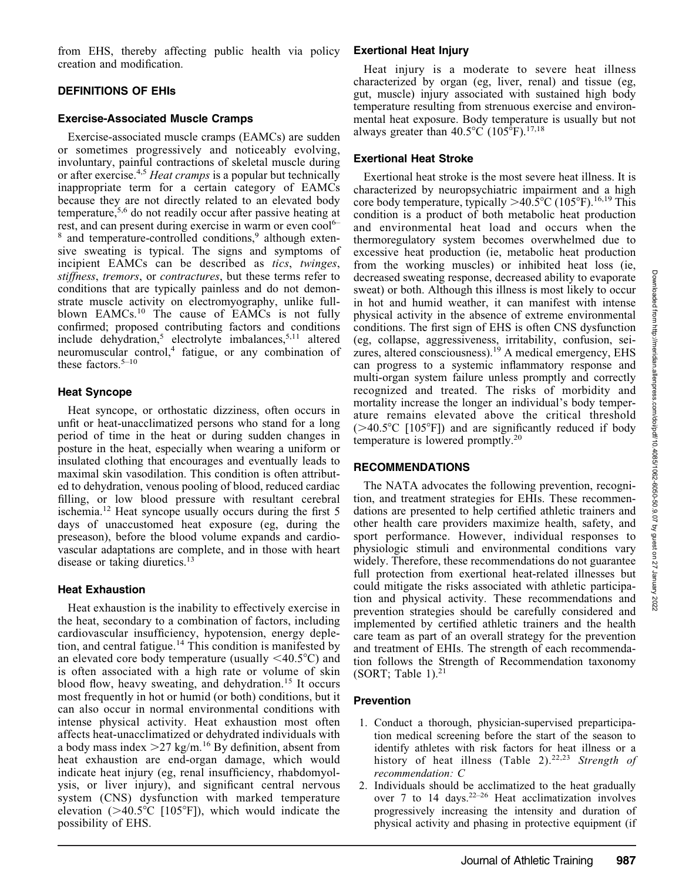from EHS, thereby affecting public health via policy creation and modification.

## DEFINITIONS OF EHIs

### Exercise-Associated Muscle Cramps

Exercise-associated muscle cramps (EAMCs) are sudden or sometimes progressively and noticeably evolving, involuntary, painful contractions of skeletal muscle during or after exercise.[4,5] *Heat cramps* is a popular but technically inappropriate term for a certain category of EAMCs because they are not directly related to an elevated body temperature,[5,6] do not readily occur after passive heating at rest, and can present during exercise in warm or even cool[6–8] and temperature-controlled conditions,[9] although extensive sweating is typical. The signs and symptoms of incipient EAMCs can be described as *tics*, *twinges*, *stiffness*, *tremors*, or *contractures*, but these terms refer to conditions that are typically painless and do not demonstrate muscle activity on electromyography, unlike full-blown EAMCs.[10] The cause of EAMCs is not fully confirmed; proposed contributing factors and conditions include dehydration,[5] electrolyte imbalances,[5,11] altered neuromuscular control,[4] fatigue, or any combination of these factors.[5–10]

### Heat Syncope

Heat syncope, or orthostatic dizziness, often occurs in unfit or heat-unacclimatized persons who stand for a long period of time in the heat or during sudden changes in posture in the heat, especially when wearing a uniform or insulated clothing that encourages and eventually leads to maximal skin vasodilation. This condition is often attributed to dehydration, venous pooling of blood, reduced cardiac filling, or low blood pressure with resultant cerebral ischemia.[12] Heat syncope usually occurs during the first 5 days of unaccustomed heat exposure (eg, during the preseason), before the blood volume expands and cardiovascular adaptations are complete, and in those with heart disease or taking diuretics.[13]

### Heat Exhaustion

Heat exhaustion is the inability to effectively exercise in the heat, secondary to a combination of factors, including cardiovascular insufficiency, hypotension, energy depletion, and central fatigue.[14] This condition is manifested by an elevated core body temperature (usually <40.5°C) and is often associated with a high rate or volume of skin blood flow, heavy sweating, and dehydration.[15] It occurs most frequently in hot or humid (or both) conditions, but it can also occur in normal environmental conditions with intense physical activity. Heat exhaustion most often affects heat-unacclimatized or dehydrated individuals with a body mass index >27 kg/m.[16] By definition, absent from heat exhaustion are end-organ damage, which would indicate heat injury (eg, renal insufficiency, rhabdomyolysis, or liver injury), and significant central nervous system (CNS) dysfunction with marked temperature elevation (>40.5°C [105°F]), which would indicate the possibility of EHS.

### Exertional Heat Injury

Heat injury is a moderate to severe heat illness characterized by organ (eg, liver, renal) and tissue (eg, gut, muscle) injury associated with sustained high body temperature resulting from strenuous exercise and environmental heat exposure. Body temperature is usually but not always greater than 40.5°C (105°F).[17,18]

### Exertional Heat Stroke

Exertional heat stroke is the most severe heat illness. It is characterized by neuropsychiatric impairment and a high core body temperature, typically >40.5°C (105°F).[16,19] This condition is a product of both metabolic heat production and environmental heat load and occurs when the thermoregulatory system becomes overwhelmed due to excessive heat production (ie, metabolic heat production from the working muscles) or inhibited heat loss (ie, decreased sweating response, decreased ability to evaporate sweat) or both. Although this illness is most likely to occur in hot and humid weather, it can manifest with intense physical activity in the absence of extreme environmental conditions. The first sign of EHS is often CNS dysfunction (eg, collapse, aggressiveness, irritability, confusion, seizures, altered consciousness).[19] A medical emergency, EHS can progress to a systemic inflammatory response and multi-organ system failure unless promptly and correctly recognized and treated. The risks of morbidity and mortality increase the longer an individual's body temperature remains elevated above the critical threshold (>40.5°C [105°F]) and are significantly reduced if body temperature is lowered promptly.[20]

## RECOMMENDATIONS

The NATA advocates the following prevention, recognition, and treatment strategies for EHIs. These recommendations are presented to help certified athletic trainers and other health care providers maximize health, safety, and sport performance. However, individual responses to physiologic stimuli and environmental conditions vary widely. Therefore, these recommendations do not guarantee full protection from exertional heat-related illnesses but could mitigate the risks associated with athletic participation and physical activity. These recommendations and prevention strategies should be carefully considered and implemented by certified athletic trainers and the health care team as part of an overall strategy for the prevention and treatment of EHIs. The strength of each recommendation follows the Strength of Recommendation taxonomy (SORT; Table 1).[21]

### Prevention

1. Conduct a thorough, physician-supervised preparticipation medical screening before the start of the season to identify athletes with risk factors for heat illness or a history of heat illness (Table 2).[22,23] *Strength of recommendation: C*
2. Individuals should be acclimatized to the heat gradually over 7 to 14 days.[22–26] Heat acclimatization involves progressively increasing the intensity and duration of physical activity and phasing in protective equipment (if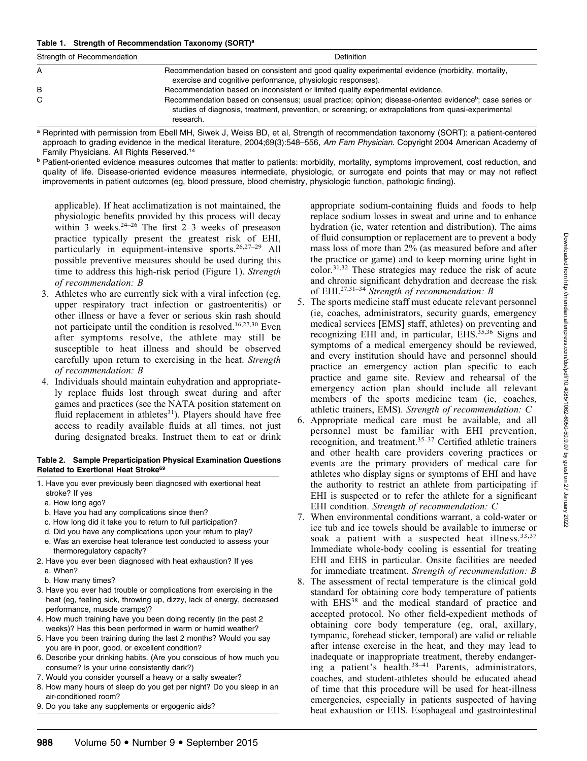**Table 1. Strength of Recommendation Taxonomy (SORT)[a]**

| Strength of Recommendation | Definition |
|---|---|
| A | Recommendation based on consistent and good quality experimental evidence (morbidity, mortality, exercise and cognitive performance, physiologic responses). |
| B | Recommendation based on inconsistent or limited quality experimental evidence. |
| C | Recommendation based on consensus; usual practice; opinion; disease-oriented evidence[b]; case series or studies of diagnosis, treatment, prevention, or screening; or extrapolations from quasi-experimental research. |

[a] Reprinted with permission from Ebell MH, Siwek J, Weiss BD, et al, Strength of recommendation taxonomy (SORT): a patient-centered approach to grading evidence in the medical literature, 2004;69(3):548–556, *Am Fam Physician*. Copyright 2004 American Academy of Family Physicians. All Rights Reserved.[14]

[b] Patient-oriented evidence measures outcomes that matter to patients: morbidity, mortality, symptoms improvement, cost reduction, and quality of life. Disease-oriented evidence measures intermediate, physiologic, or surrogate end points that may or may not reflect improvements in patient outcomes (eg, blood pressure, blood chemistry, physiologic function, pathologic finding).

applicable). If heat acclimatization is not maintained, the physiologic benefits provided by this process will decay within 3 weeks.[24–26] The first 2–3 weeks of preseason practice typically present the greatest risk of EHI, particularly in equipment-intensive sports.[26,27–29] All possible preventive measures should be used during this time to address this high-risk period (Figure 1). *Strength of recommendation: B*

3. Athletes who are currently sick with a viral infection (eg, upper respiratory tract infection or gastroenteritis) or other illness or have a fever or serious skin rash should not participate until the condition is resolved.[16,27,30] Even after symptoms resolve, the athlete may still be susceptible to heat illness and should be observed carefully upon return to exercising in the heat. *Strength of recommendation: B*
4. Individuals should maintain euhydration and appropriately replace fluids lost through sweat during and after games and practices (see the NATA position statement on fluid replacement in athletes[31]). Players should have free access to readily available fluids at all times, not just during designated breaks. Instruct them to eat or drink appropriate sodium-containing fluids and foods to help replace sodium losses in sweat and urine and to enhance hydration (ie, water retention and distribution). The aims of fluid consumption or replacement are to prevent a body mass loss of more than 2% (as measured before and after the practice or game) and to keep morning urine light in color.[31,32] These strategies may reduce the risk of acute and chronic significant dehydration and decrease the risk of EHI.[27,31–34] *Strength of recommendation: B*
5. The sports medicine staff must educate relevant personnel (ie, coaches, administrators, security guards, emergency medical services [EMS] staff, athletes) on preventing and recognizing EHI and, in particular, EHS.[35,36] Signs and symptoms of a medical emergency should be reviewed, and every institution should have and personnel should practice an emergency action plan specific to each practice and game site. Review and rehearsal of the emergency action plan should include all relevant members of the sports medicine team (ie, coaches, athletic trainers, EMS). *Strength of recommendation: C*
6. Appropriate medical care must be available, and all personnel must be familiar with EHI prevention, recognition, and treatment.[35–37] Certified athletic trainers and other health care providers covering practices or events are the primary providers of medical care for athletes who display signs or symptoms of EHI and have the authority to restrict an athlete from participating if EHI is suspected or to refer the athlete for a significant EHI condition. *Strength of recommendation: C*
7. When environmental conditions warrant, a cold-water or ice tub and ice towels should be available to immerse or soak a patient with a suspected heat illness.[33,37] Immediate whole-body cooling is essential for treating EHI and EHS in particular. Onsite facilities are needed for immediate treatment. *Strength of recommendation: B*
8. The assessment of rectal temperature is the clinical gold standard for obtaining core body temperature of patients with EHS[38] and the medical standard of practice and accepted protocol. No other field-expedient methods of obtaining core body temperature (eg, oral, axillary, tympanic, forehead sticker, temporal) are valid or reliable after intense exercise in the heat, and they may lead to inadequate or inappropriate treatment, thereby endangering a patient's health.[38–41] Parents, administrators, coaches, and student-athletes should be educated ahead of time that this procedure will be used for heat-illness emergencies, especially in patients suspected of having heat exhaustion or EHS. Esophageal and gastrointestinal

**Table 2. Sample Preparticipation Physical Examination Questions Related to Exertional Heat Stroke[69]**

1. Have you ever previously been diagnosed with exertional heat stroke? If yes
   a. How long ago?
   b. Have you had any complications since then?
   c. How long did it take you to return to full participation?
   d. Did you have any complications upon your return to play?
   e. Was an exercise heat tolerance test conducted to assess your thermoregulatory capacity?
2. Have you ever been diagnosed with heat exhaustion? If yes
   a. When?
   b. How many times?
3. Have you ever had trouble or complications from exercising in the heat (eg, feeling sick, throwing up, dizzy, lack of energy, decreased performance, muscle cramps)?
4. How much training have you been doing recently (in the past 2 weeks)? Has this been performed in warm or humid weather?
5. Have you been training during the last 2 months? Would you say you are in poor, good, or excellent condition?
6. Describe your drinking habits. (Are you conscious of how much you consume? Is your urine consistently dark?)
7. Would you consider yourself a heavy or a salty sweater?
8. How many hours of sleep do you get per night? Do you sleep in an air-conditioned room?
9. Do you take any supplements or ergogenic aids?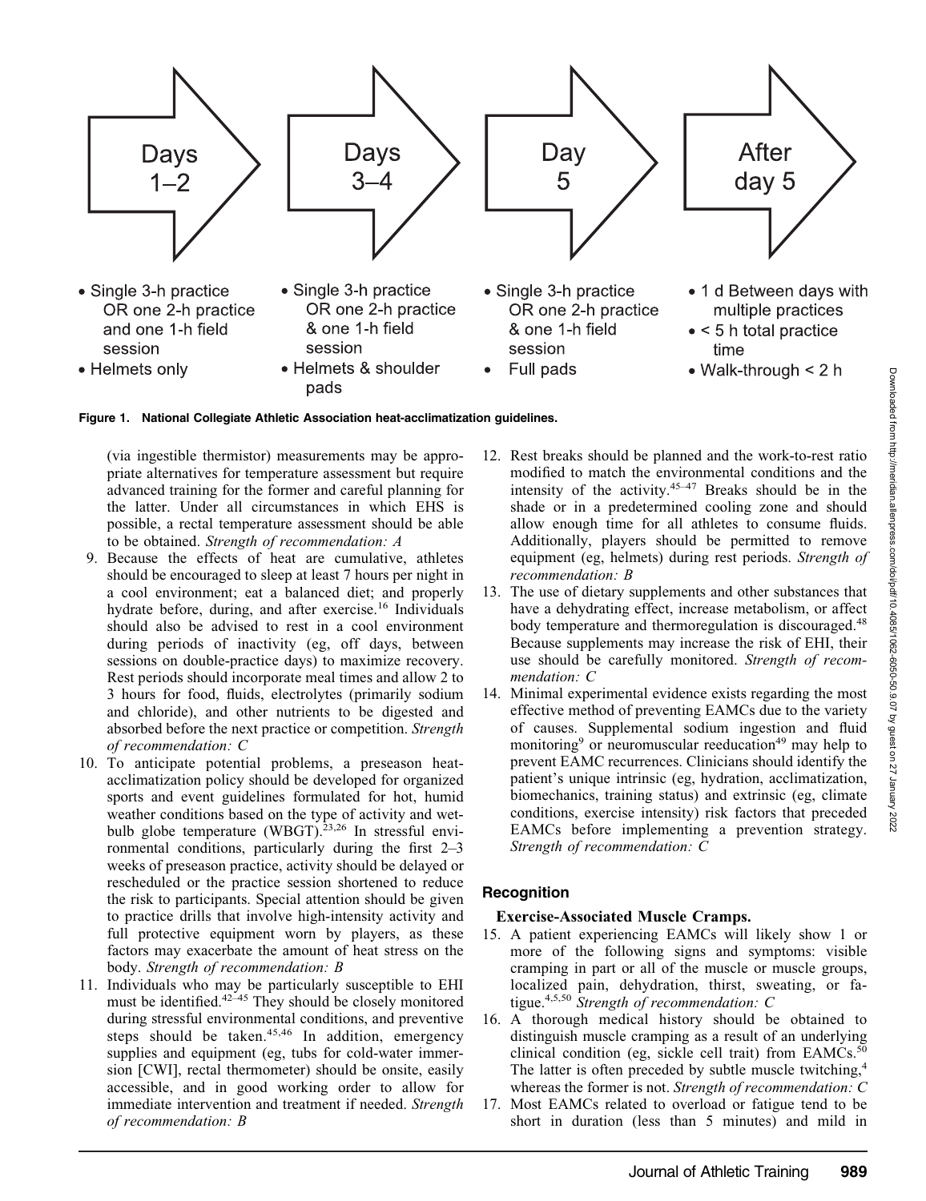**Days 1–2**
- Single 3-h practice OR one 2-h practice and one 1-h field session
- Helmets only

**Days 3–4**
- Single 3-h practice OR one 2-h practice & one 1-h field session
- Helmets & shoulder pads

**Day 5**
- Single 3-h practice OR one 2-h practice & one 1-h field session
- Full pads

**After day 5**
- 1 d Between days with multiple practices
- < 5 h total practice time
- Walk-through < 2 h

**Figure 1. National Collegiate Athletic Association heat-acclimatization guidelines.**

(via ingestible thermistor) measurements may be appropriate alternatives for temperature assessment but require advanced training for the former and careful planning for the latter. Under all circumstances in which EHS is possible, a rectal temperature assessment should be able to be obtained. *Strength of recommendation: A*

9. Because the effects of heat are cumulative, athletes should be encouraged to sleep at least 7 hours per night in a cool environment; eat a balanced diet; and properly hydrate before, during, and after exercise.[16] Individuals should also be advised to rest in a cool environment during periods of inactivity (eg, off days, between sessions on double-practice days) to maximize recovery. Rest periods should incorporate meal times and allow 2 to 3 hours for food, fluids, electrolytes (primarily sodium and chloride), and other nutrients to be digested and absorbed before the next practice or competition. *Strength of recommendation: C*
10. To anticipate potential problems, a preseason heat-acclimatization policy should be developed for organized sports and event guidelines formulated for hot, humid weather conditions based on the type of activity and wet-bulb globe temperature (WBGT).[23,26] In stressful environmental conditions, particularly during the first 2–3 weeks of preseason practice, activity should be delayed or rescheduled or the practice session shortened to reduce the risk to participants. Special attention should be given to practice drills that involve high-intensity activity and full protective equipment worn by players, as these factors may exacerbate the amount of heat stress on the body. *Strength of recommendation: B*
11. Individuals who may be particularly susceptible to EHI must be identified.[42–45] They should be closely monitored during stressful environmental conditions, and preventive steps should be taken.[45,46] In addition, emergency supplies and equipment (eg, tubs for cold-water immersion [CWI], rectal thermometer) should be onsite, easily accessible, and in good working order to allow for immediate intervention and treatment if needed. *Strength of recommendation: B*
12. Rest breaks should be planned and the work-to-rest ratio modified to match the environmental conditions and the intensity of the activity.[45–47] Breaks should be in the shade or in a predetermined cooling zone and should allow enough time for all athletes to consume fluids. Additionally, players should be permitted to remove equipment (eg, helmets) during rest periods. *Strength of recommendation: B*
13. The use of dietary supplements and other substances that have a dehydrating effect, increase metabolism, or affect body temperature and thermoregulation is discouraged.[48] Because supplements may increase the risk of EHI, their use should be carefully monitored. *Strength of recommendation: C*
14. Minimal experimental evidence exists regarding the most effective method of preventing EAMCs due to the variety of causes. Supplemental sodium ingestion and fluid monitoring[9] or neuromuscular reeducation[49] may help to prevent EAMC recurrences. Clinicians should identify the patient's unique intrinsic (eg, hydration, acclimatization, biomechanics, training status) and extrinsic (eg, climate conditions, exercise intensity) risk factors that preceded EAMCs before implementing a prevention strategy. *Strength of recommendation: C*

## Recognition

### Exercise-Associated Muscle Cramps.

15. A patient experiencing EAMCs will likely show 1 or more of the following signs and symptoms: visible cramping in part or all of the muscle or muscle groups, localized pain, dehydration, thirst, sweating, or fatigue.[4,5,50] *Strength of recommendation: C*
16. A thorough medical history should be obtained to distinguish muscle cramping as a result of an underlying clinical condition (eg, sickle cell trait) from EAMCs.[50] The latter is often preceded by subtle muscle twitching,[4] whereas the former is not. *Strength of recommendation: C*
17. Most EAMCs related to overload or fatigue tend to be short in duration (less than 5 minutes) and mild in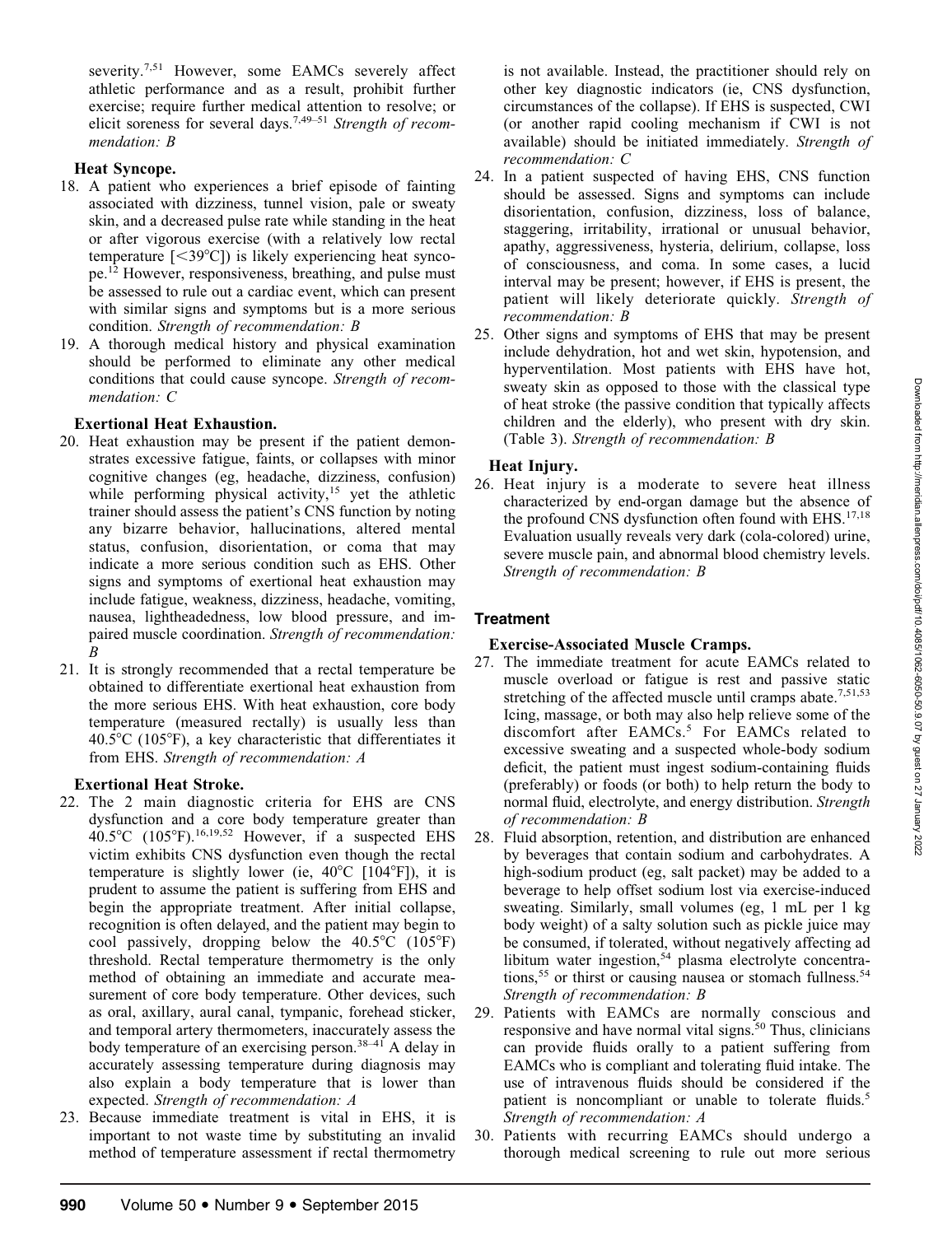severity.[7,51] However, some EAMCs severely affect athletic performance and as a result, prohibit further exercise; require further medical attention to resolve; or elicit soreness for several days.[7,49–51] *Strength of recommendation: B*

**Heat Syncope.**

18. A patient who experiences a brief episode of fainting associated with dizziness, tunnel vision, pale or sweaty skin, and a decreased pulse rate while standing in the heat or after vigorous exercise (with a relatively low rectal temperature [<39°C]) is likely experiencing heat syncope.[12] However, responsiveness, breathing, and pulse must be assessed to rule out a cardiac event, which can present with similar signs and symptoms but is a more serious condition. *Strength of recommendation: B*
19. A thorough medical history and physical examination should be performed to eliminate any other medical conditions that could cause syncope. *Strength of recommendation: C*

**Exertional Heat Exhaustion.**

20. Heat exhaustion may be present if the patient demonstrates excessive fatigue, faints, or collapses with minor cognitive changes (eg, headache, dizziness, confusion) while performing physical activity,[15] yet the athletic trainer should assess the patient's CNS function by noting any bizarre behavior, hallucinations, altered mental status, confusion, disorientation, or coma that may indicate a more serious condition such as EHS. Other signs and symptoms of exertional heat exhaustion may include fatigue, weakness, dizziness, headache, vomiting, nausea, lightheadedness, low blood pressure, and impaired muscle coordination. *Strength of recommendation: B*
21. It is strongly recommended that a rectal temperature be obtained to differentiate exertional heat exhaustion from the more serious EHS. With heat exhaustion, core body temperature (measured rectally) is usually less than 40.5°C (105°F), a key characteristic that differentiates it from EHS. *Strength of recommendation: A*

**Exertional Heat Stroke.**

22. The 2 main diagnostic criteria for EHS are CNS dysfunction and a core body temperature greater than 40.5°C (105°F).[16,19,52] However, if a suspected EHS victim exhibits CNS dysfunction even though the rectal temperature is slightly lower (ie, 40°C [104°F]), it is prudent to assume the patient is suffering from EHS and begin the appropriate treatment. After initial collapse, recognition is often delayed, and the patient may begin to cool passively, dropping below the 40.5°C (105°F) threshold. Rectal temperature thermometry is the only method of obtaining an immediate and accurate measurement of core body temperature. Other devices, such as oral, axillary, aural canal, tympanic, forehead sticker, and temporal artery thermometers, inaccurately assess the body temperature of an exercising person.[38–41] A delay in accurately assessing temperature during diagnosis may also explain a body temperature that is lower than expected. *Strength of recommendation: A*
23. Because immediate treatment is vital in EHS, it is important to not waste time by substituting an invalid method of temperature assessment if rectal thermometry is not available. Instead, the practitioner should rely on other key diagnostic indicators (ie, CNS dysfunction, circumstances of the collapse). If EHS is suspected, CWI (or another rapid cooling mechanism if CWI is not available) should be initiated immediately. *Strength of recommendation: C*
24. In a patient suspected of having EHS, CNS function should be assessed. Signs and symptoms can include disorientation, confusion, dizziness, loss of balance, staggering, irritability, irrational or unusual behavior, apathy, aggressiveness, hysteria, delirium, collapse, loss of consciousness, and coma. In some cases, a lucid interval may be present; however, if EHS is present, the patient will likely deteriorate quickly. *Strength of recommendation: B*
25. Other signs and symptoms of EHS that may be present include dehydration, hot and wet skin, hypotension, and hyperventilation. Most patients with EHS have hot, sweaty skin as opposed to those with the classical type of heat stroke (the passive condition that typically affects children and the elderly), who present with dry skin. (Table 3). *Strength of recommendation: B*

**Heat Injury.**

26. Heat injury is a moderate to severe heat illness characterized by end-organ damage but the absence of the profound CNS dysfunction often found with EHS.[17,18] Evaluation usually reveals very dark (cola-colored) urine, severe muscle pain, and abnormal blood chemistry levels. *Strength of recommendation: B*

## Treatment

**Exercise-Associated Muscle Cramps.**

27. The immediate treatment for acute EAMCs related to muscle overload or fatigue is rest and passive static stretching of the affected muscle until cramps abate.[7,51,53] Icing, massage, or both may also help relieve some of the discomfort after EAMCs.[5] For EAMCs related to excessive sweating and a suspected whole-body sodium deficit, the patient must ingest sodium-containing fluids (preferably) or foods (or both) to help return the body to normal fluid, electrolyte, and energy distribution. *Strength of recommendation: B*
28. Fluid absorption, retention, and distribution are enhanced by beverages that contain sodium and carbohydrates. A high-sodium product (eg, salt packet) may be added to a beverage to help offset sodium lost via exercise-induced sweating. Similarly, small volumes (eg, 1 mL per 1 kg body weight) of a salty solution such as pickle juice may be consumed, if tolerated, without negatively affecting ad libitum water ingestion,[54] plasma electrolyte concentrations,[55] or thirst or causing nausea or stomach fullness.[54] *Strength of recommendation: B*
29. Patients with EAMCs are normally conscious and responsive and have normal vital signs.[50] Thus, clinicians can provide fluids orally to a patient suffering from EAMCs who is compliant and tolerating fluid intake. The use of intravenous fluids should be considered if the patient is noncompliant or unable to tolerate fluids.[5] *Strength of recommendation: A*
30. Patients with recurring EAMCs should undergo a thorough medical screening to rule out more serious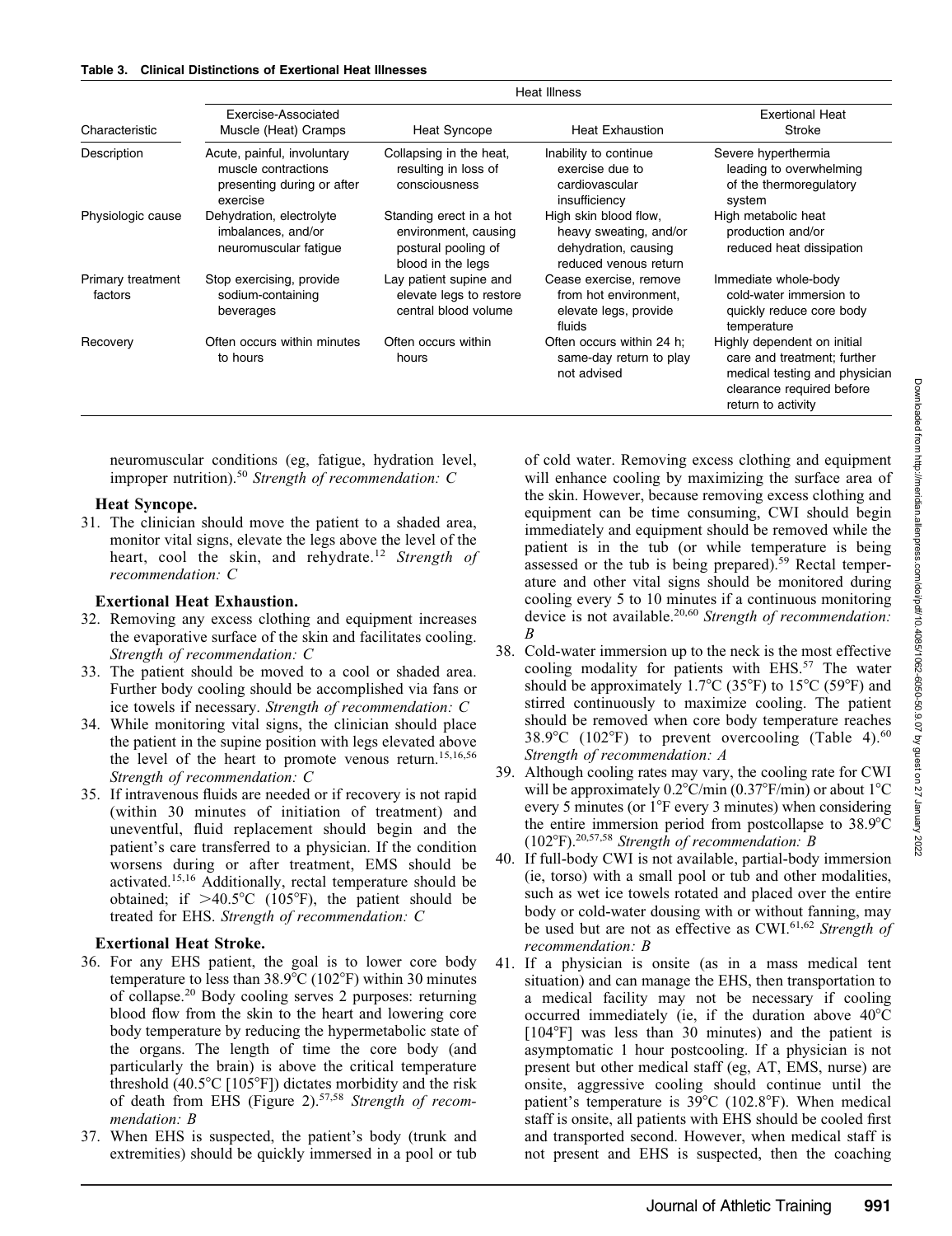**Table 3. Clinical Distinctions of Exertional Heat Illnesses**

| Characteristic | Heat Illness | | | |
|---|---|---|---|---|
| | Exercise-Associated Muscle (Heat) Cramps | Heat Syncope | Heat Exhaustion | Exertional Heat Stroke |
| Description | Acute, painful, involuntary muscle contractions presenting during or after exercise | Collapsing in the heat, resulting in loss of consciousness | Inability to continue exercise due to cardiovascular insufficiency | Severe hyperthermia leading to overwhelming of the thermoregulatory system |
| Physiologic cause | Dehydration, electrolyte imbalances, and/or neuromuscular fatigue | Standing erect in a hot environment, causing postural pooling of blood in the legs | High skin blood flow, heavy sweating, and/or dehydration, causing reduced venous return | High metabolic heat production and/or reduced heat dissipation |
| Primary treatment factors | Stop exercising, provide sodium-containing beverages | Lay patient supine and elevate legs to restore central blood volume | Cease exercise, remove from hot environment, elevate legs, provide fluids | Immediate whole-body cold-water immersion to quickly reduce core body temperature |
| Recovery | Often occurs within minutes to hours | Often occurs within hours | Often occurs within 24 h; same-day return to play not advised | Highly dependent on initial care and treatment; further medical testing and physician clearance required before return to activity |

neuromuscular conditions (eg, fatigue, hydration level, improper nutrition).[50] *Strength of recommendation: C*

**Heat Syncope.**

31. The clinician should move the patient to a shaded area, monitor vital signs, elevate the legs above the level of the heart, cool the skin, and rehydrate.[12] *Strength of recommendation: C*

**Exertional Heat Exhaustion.**

32. Removing any excess clothing and equipment increases the evaporative surface of the skin and facilitates cooling. *Strength of recommendation: C*
33. The patient should be moved to a cool or shaded area. Further body cooling should be accomplished via fans or ice towels if necessary. *Strength of recommendation: C*
34. While monitoring vital signs, the clinician should place the patient in the supine position with legs elevated above the level of the heart to promote venous return.[15,16,56] *Strength of recommendation: C*
35. If intravenous fluids are needed or if recovery is not rapid (within 30 minutes of initiation of treatment) and uneventful, fluid replacement should begin and the patient's care transferred to a physician. If the condition worsens during or after treatment, EMS should be activated.[15,16] Additionally, rectal temperature should be obtained; if >40.5°C (105°F), the patient should be treated for EHS. *Strength of recommendation: C*

**Exertional Heat Stroke.**

36. For any EHS patient, the goal is to lower core body temperature to less than 38.9°C (102°F) within 30 minutes of collapse.[20] Body cooling serves 2 purposes: returning blood flow from the skin to the heart and lowering core body temperature by reducing the hypermetabolic state of the organs. The length of time the core body (and particularly the brain) is above the critical temperature threshold (40.5°C [105°F]) dictates morbidity and the risk of death from EHS (Figure 2).[57,58] *Strength of recommendation: B*
37. When EHS is suspected, the patient's body (trunk and extremities) should be quickly immersed in a pool or tub of cold water. Removing excess clothing and equipment will enhance cooling by maximizing the surface area of the skin. However, because removing excess clothing and equipment can be time consuming, CWI should begin immediately and equipment should be removed while the patient is in the tub (or while temperature is being assessed or the tub is being prepared).[59] Rectal temperature and other vital signs should be monitored during cooling every 5 to 10 minutes if a continuous monitoring device is not available.[20,60] *Strength of recommendation: B*
38. Cold-water immersion up to the neck is the most effective cooling modality for patients with EHS.[57] The water should be approximately 1.7°C (35°F) to 15°C (59°F) and stirred continuously to maximize cooling. The patient should be removed when core body temperature reaches 38.9°C (102°F) to prevent overcooling (Table 4).[60] *Strength of recommendation: A*
39. Although cooling rates may vary, the cooling rate for CWI will be approximately 0.2°C/min (0.37°F/min) or about 1°C every 5 minutes (or 1°F every 3 minutes) when considering the entire immersion period from postcollapse to 38.9°C (102°F).[20,57,58] *Strength of recommendation: B*
40. If full-body CWI is not available, partial-body immersion (ie, torso) with a small pool or tub and other modalities, such as wet ice towels rotated and placed over the entire body or cold-water dousing with or without fanning, may be used but are not as effective as CWI.[61,62] *Strength of recommendation: B*
41. If a physician is onsite (as in a mass medical tent situation) and can manage the EHS, then transportation to a medical facility may not be necessary if cooling occurred immediately (ie, if the duration above 40°C [104°F] was less than 30 minutes) and the patient is asymptomatic 1 hour postcooling. If a physician is not present but other medical staff (eg, AT, EMS, nurse) are onsite, aggressive cooling should continue until the patient's temperature is 39°C (102.8°F). When medical staff is onsite, all patients with EHS should be cooled first and transported second. However, when medical staff is not present and EHS is suspected, then the coaching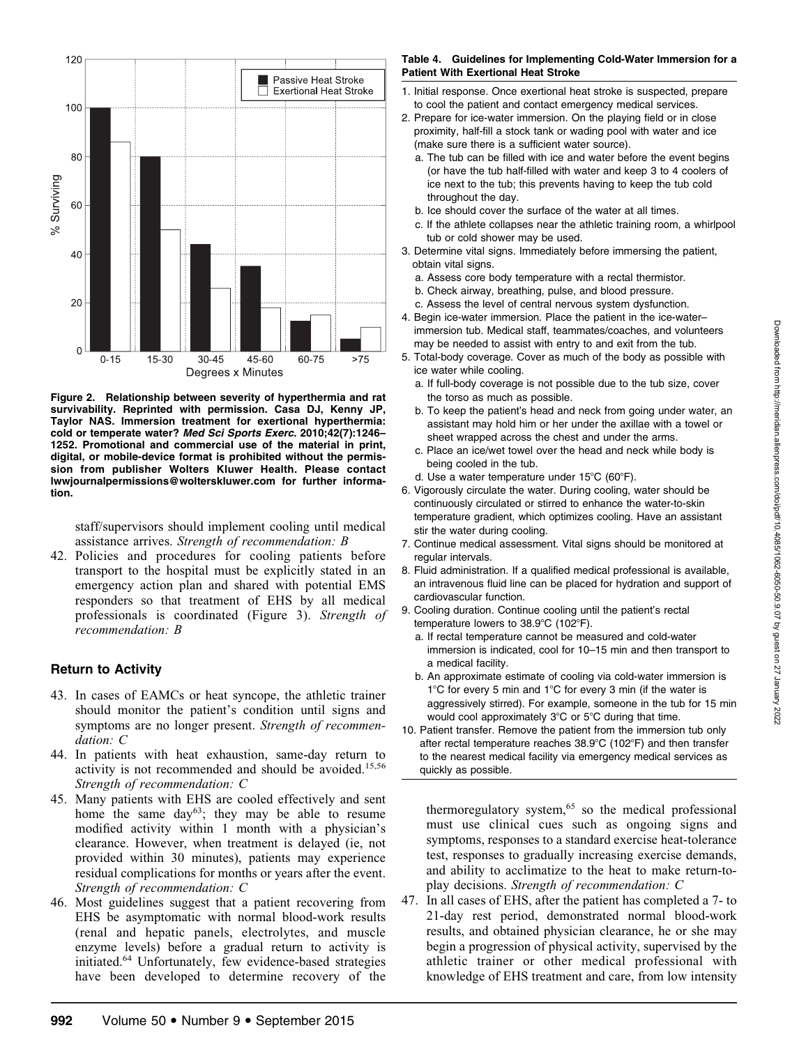Figure 2. Relationship between severity of hyperthermia and rat survivability. Reprinted with permission. Casa DJ, Kenny JP, Taylor NAS. Immersion treatment for exertional hyperthermia: cold or temperate water? *Med Sci Sports Exerc*. 2010;42(7):1246–1252. Promotional and commercial use of the material in print, digital, or mobile-device format is prohibited without the permission from publisher Wolters Kluwer Health. Please contact lwwjournalpermissions@wolterskluwer.com for further information.

staff/supervisors should implement cooling until medical assistance arrives. *Strength of recommendation: B*

42. Policies and procedures for cooling patients before transport to the hospital must be explicitly stated in an emergency action plan and shared with potential EMS responders so that treatment of EHS by all medical professionals is coordinated (Figure 3). *Strength of recommendation: B*

## Return to Activity

43. In cases of EAMCs or heat syncope, the athletic trainer should monitor the patient's condition until signs and symptoms are no longer present. *Strength of recommendation: C*
44. In patients with heat exhaustion, same-day return to activity is not recommended and should be avoided.[15,56] *Strength of recommendation: C*
45. Many patients with EHS are cooled effectively and sent home the same day[63]; they may be able to resume modified activity within 1 month with a physician's clearance. However, when treatment is delayed (ie, not provided within 30 minutes), patients may experience residual complications for months or years after the event. *Strength of recommendation: C*
46. Most guidelines suggest that a patient recovering from EHS be asymptomatic with normal blood-work results (renal and hepatic panels, electrolytes, and muscle enzyme levels) before a gradual return to activity is initiated.[64] Unfortunately, few evidence-based strategies have been developed to determine recovery of the thermoregulatory system,[65] so the medical professional must use clinical cues such as ongoing signs and symptoms, responses to a standard exercise heat-tolerance test, responses to gradually increasing exercise demands, and ability to acclimatize to the heat to make return-to-play decisions. *Strength of recommendation: C*
47. In all cases of EHS, after the patient has completed a 7- to 21-day rest period, demonstrated normal blood-work results, and obtained physician clearance, he or she may begin a progression of physical activity, supervised by the athletic trainer or other medical professional with knowledge of EHS treatment and care, from low intensity

**Table 4. Guidelines for Implementing Cold-Water Immersion for a Patient With Exertional Heat Stroke**

1. Initial response. Once exertional heat stroke is suspected, prepare to cool the patient and contact emergency medical services.
2. Prepare for ice-water immersion. On the playing field or in close proximity, half-fill a stock tank or wading pool with water and ice (make sure there is a sufficient water source).
   a. The tub can be filled with ice and water before the event begins (or have the tub half-filled with water and keep 3 to 4 coolers of ice next to the tub; this prevents having to keep the tub cold throughout the day.
   b. Ice should cover the surface of the water at all times.
   c. If the athlete collapses near the athletic training room, a whirlpool tub or cold shower may be used.
3. Determine vital signs. Immediately before immersing the patient, obtain vital signs.
   a. Assess core body temperature with a rectal thermistor.
   b. Check airway, breathing, pulse, and blood pressure.
   c. Assess the level of central nervous system dysfunction.
4. Begin ice-water immersion. Place the patient in the ice-water–immersion tub. Medical staff, teammates/coaches, and volunteers may be needed to assist with entry to and exit from the tub.
5. Total-body coverage. Cover as much of the body as possible with ice water while cooling.
   a. If full-body coverage is not possible due to the tub size, cover the torso as much as possible.
   b. To keep the patient's head and neck from going under water, an assistant may hold him or her under the axillae with a towel or sheet wrapped across the chest and under the arms.
   c. Place an ice/wet towel over the head and neck while body is being cooled in the tub.
   d. Use a water temperature under 15°C (60°F).
6. Vigorously circulate the water. During cooling, water should be continuously circulated or stirred to enhance the water-to-skin temperature gradient, which optimizes cooling. Have an assistant stir the water during cooling.
7. Continue medical assessment. Vital signs should be monitored at regular intervals.
8. Fluid administration. If a qualified medical professional is available, an intravenous fluid line can be placed for hydration and support of cardiovascular function.
9. Cooling duration. Continue cooling until the patient's rectal temperature lowers to 38.9°C (102°F).
   a. If rectal temperature cannot be measured and cold-water immersion is indicated, cool for 10–15 min and then transport to a medical facility.
   b. An approximate estimate of cooling via cold-water immersion is 1°C for every 5 min and 1°C for every 3 min (if the water is aggressively stirred). For example, someone in the tub for 15 min would cool approximately 3°C or 5°C during that time.
10. Patient transfer. Remove the patient from the immersion tub only after rectal temperature reaches 38.9°C (102°F) and then transfer to the nearest medical facility via emergency medical services as quickly as possible.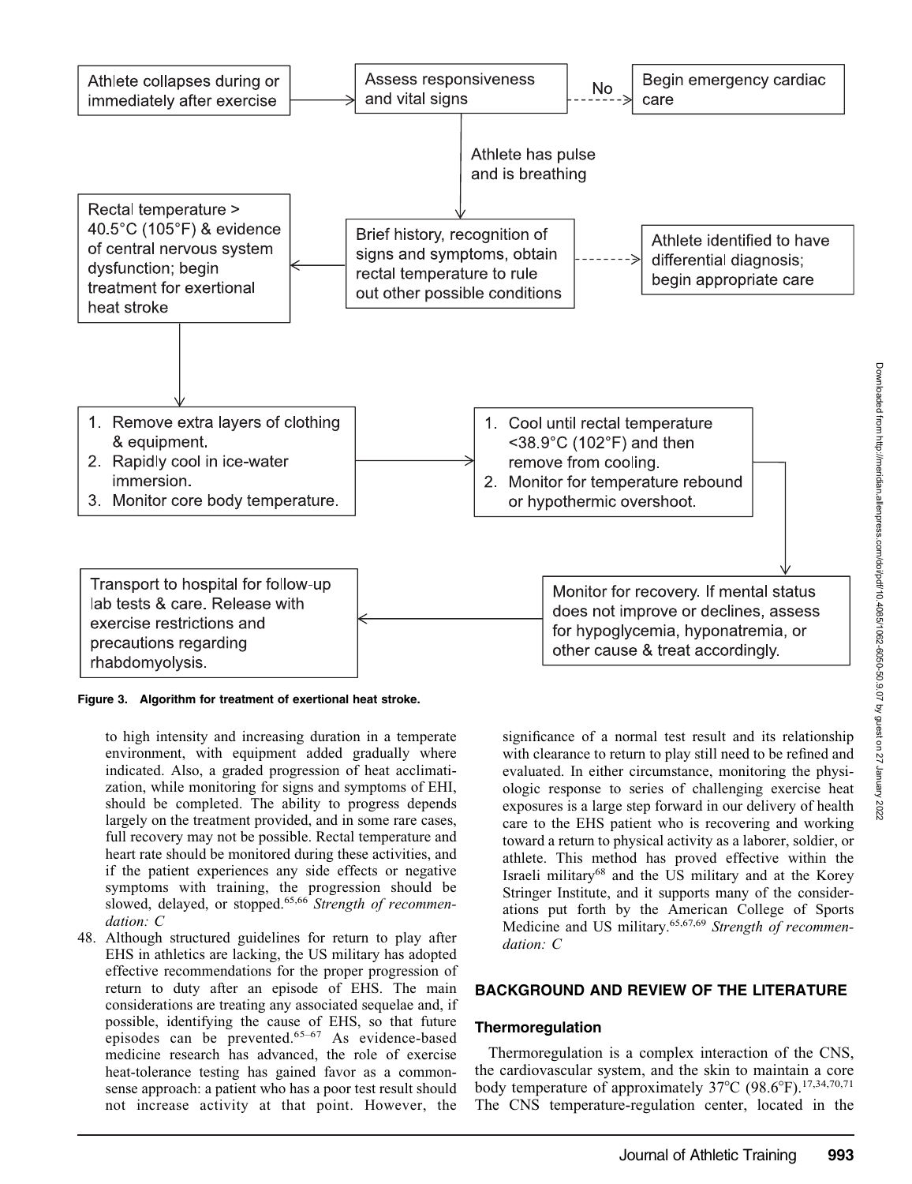Athlete collapses during or immediately after exercise → Assess responsiveness and vital signs → (No) → Begin emergency cardiac care

Assess responsiveness and vital signs → Athlete has pulse and is breathing → Brief history, recognition of signs and symptoms, obtain rectal temperature to rule out other possible conditions

Brief history, recognition of signs and symptoms, obtain rectal temperature to rule out other possible conditions → Athlete identified to have differential diagnosis; begin appropriate care

Brief history, recognition of signs and symptoms, obtain rectal temperature to rule out other possible conditions → Rectal temperature > 40.5°C (105°F) & evidence of central nervous system dysfunction; begin treatment for exertional heat stroke

Rectal temperature > 40.5°C (105°F) & evidence of central nervous system dysfunction; begin treatment for exertional heat stroke →

1. Remove extra layers of clothing & equipment.
2. Rapidly cool in ice-water immersion.
3. Monitor core body temperature.

→

1. Cool until rectal temperature <38.9°C (102°F) and then remove from cooling.
2. Monitor for temperature rebound or hypothermic overshoot.

→ Monitor for recovery. If mental status does not improve or declines, assess for hypoglycemia, hyponatremia, or other cause & treat accordingly.

→ Transport to hospital for follow-up lab tests & care. Release with exercise restrictions and precautions regarding rhabdomyolysis.

**Figure 3. Algorithm for treatment of exertional heat stroke.**

to high intensity and increasing duration in a temperate environment, with equipment added gradually where indicated. Also, a graded progression of heat acclimatization, while monitoring for signs and symptoms of EHI, should be completed. The ability to progress depends largely on the treatment provided, and in some rare cases, full recovery may not be possible. Rectal temperature and heart rate should be monitored during these activities, and if the patient experiences any side effects or negative symptoms with training, the progression should be slowed, delayed, or stopped.[65,66] *Strength of recommendation: C*

48. Although structured guidelines for return to play after EHS in athletics are lacking, the US military has adopted effective recommendations for the proper progression of return to duty after an episode of EHS. The main considerations are treating any associated sequelae and, if possible, identifying the cause of EHS, so that future episodes can be prevented.[65–67] As evidence-based medicine research has advanced, the role of exercise heat-tolerance testing has gained favor as a common-sense approach: a patient who has a poor test result should not increase activity at that point. However, the significance of a normal test result and its relationship with clearance to return to play still need to be refined and evaluated. In either circumstance, monitoring the physiologic response to series of challenging exercise heat exposures is a large step forward in our delivery of health care to the EHS patient who is recovering and working toward a return to physical activity as a laborer, soldier, or athlete. This method has proved effective within the Israeli military[68] and the US military and at the Korey Stringer Institute, and it supports many of the considerations put forth by the American College of Sports Medicine and US military.[65,67,69] *Strength of recommendation: C*

## BACKGROUND AND REVIEW OF THE LITERATURE

### Thermoregulation

Thermoregulation is a complex interaction of the CNS, the cardiovascular system, and the skin to maintain a core body temperature of approximately 37°C (98.6°F).[17,34,70,71] The CNS temperature-regulation center, located in the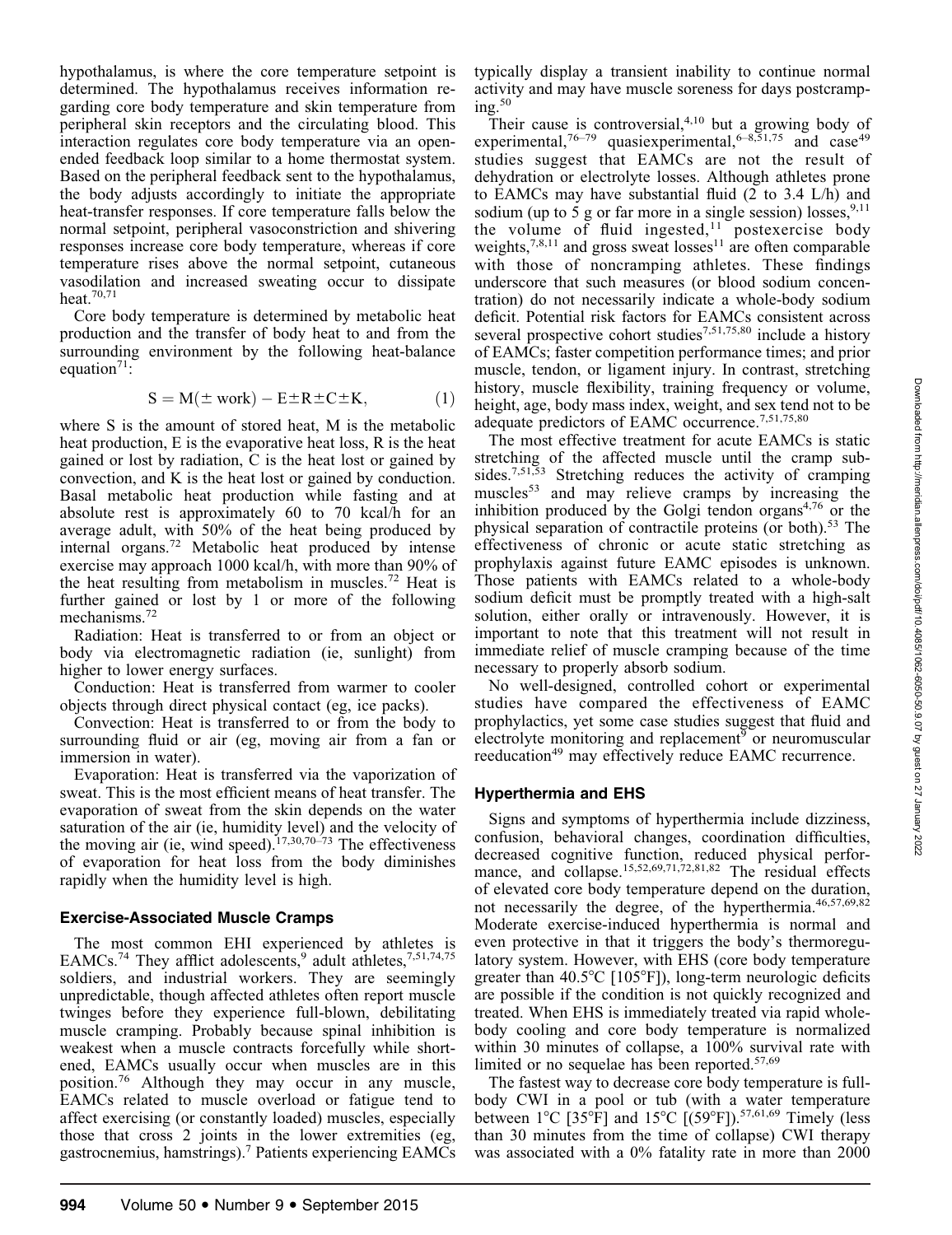hypothalamus, is where the core temperature setpoint is determined. The hypothalamus receives information regarding core body temperature and skin temperature from peripheral skin receptors and the circulating blood. This interaction regulates core body temperature via an open-ended feedback loop similar to a home thermostat system. Based on the peripheral feedback sent to the hypothalamus, the body adjusts accordingly to initiate the appropriate heat-transfer responses. If core temperature falls below the normal setpoint, peripheral vasoconstriction and shivering responses increase core body temperature, whereas if core temperature rises above the normal setpoint, cutaneous vasodilation and increased sweating occur to dissipate heat.[70,71]

Core body temperature is determined by metabolic heat production and the transfer of body heat to and from the surrounding environment by the following heat-balance equation[71]:

$$S = M(\pm \text{ work}) - E \pm R \pm C \pm K, \tag{1}$$

where S is the amount of stored heat, M is the metabolic heat production, E is the evaporative heat loss, R is the heat gained or lost by radiation, C is the heat lost or gained by convection, and K is the heat lost or gained by conduction. Basal metabolic heat production while fasting and at absolute rest is approximately 60 to 70 kcal/h for an average adult, with 50% of the heat being produced by internal organs.[72] Metabolic heat produced by intense exercise may approach 1000 kcal/h, with more than 90% of the heat resulting from metabolism in muscles.[72] Heat is further gained or lost by 1 or more of the following mechanisms.[72]

Radiation: Heat is transferred to or from an object or body via electromagnetic radiation (ie, sunlight) from higher to lower energy surfaces.

Conduction: Heat is transferred from warmer to cooler objects through direct physical contact (eg, ice packs).

Convection: Heat is transferred to or from the body to surrounding fluid or air (eg, moving air from a fan or immersion in water).

Evaporation: Heat is transferred via the vaporization of sweat. This is the most efficient means of heat transfer. The evaporation of sweat from the skin depends on the water saturation of the air (ie, humidity level) and the velocity of the moving air (ie, wind speed).[17,30,70–73] The effectiveness of evaporation for heat loss from the body diminishes rapidly when the humidity level is high.

### Exercise-Associated Muscle Cramps

The most common EHI experienced by athletes is EAMCs.[74] They afflict adolescents,[9] adult athletes,[7,51,74,75] soldiers, and industrial workers. They are seemingly unpredictable, though affected athletes often report muscle twinges before they experience full-blown, debilitating muscle cramping. Probably because spinal inhibition is weakest when a muscle contracts forcefully while shortened, EAMCs usually occur when muscles are in this position.[76] Although they may occur in any muscle, EAMCs related to muscle overload or fatigue tend to affect exercising (or constantly loaded) muscles, especially those that cross 2 joints in the lower extremities (eg, gastrocnemius, hamstrings).[7] Patients experiencing EAMCs typically display a transient inability to continue normal activity and may have muscle soreness for days postcramping.[50]

Their cause is controversial,[4,10] but a growing body of experimental,[76–79] quasiexperimental,[6–8,51,75] and case[49] studies suggest that EAMCs are not the result of dehydration or electrolyte losses. Although athletes prone to EAMCs may have substantial fluid (2 to 3.4 L/h) and sodium (up to 5 g or far more in a single session) losses,[9,11] the volume of fluid ingested,[11] postexercise body weights,[7,8,11] and gross sweat losses[11] are often comparable with those of noncramping athletes. These findings underscore that such measures (or blood sodium concentration) do not necessarily indicate a whole-body sodium deficit. Potential risk factors for EAMCs consistent across several prospective cohort studies[7,51,75,80] include a history of EAMCs; faster competition performance times; and prior muscle, tendon, or ligament injury. In contrast, stretching history, muscle flexibility, training frequency or volume, height, age, body mass index, weight, and sex tend not to be adequate predictors of EAMC occurrence.[7,51,75,80]

The most effective treatment for acute EAMCs is static stretching of the affected muscle until the cramp subsides.[7,51,53] Stretching reduces the activity of cramping muscles[53] and may relieve cramps by increasing the inhibition produced by the Golgi tendon organs[4,76] or the physical separation of contractile proteins (or both).[53] The effectiveness of chronic or acute static stretching as prophylaxis against future EAMC episodes is unknown. Those patients with EAMCs related to a whole-body sodium deficit must be promptly treated with a high-salt solution, either orally or intravenously. However, it is important to note that this treatment will not result in immediate relief of muscle cramping because of the time necessary to properly absorb sodium.

No well-designed, controlled cohort or experimental studies have compared the effectiveness of EAMC prophylactics, yet some case studies suggest that fluid and electrolyte monitoring and replacement[9] or neuromuscular reeducation[49] may effectively reduce EAMC recurrence.

### Hyperthermia and EHS

Signs and symptoms of hyperthermia include dizziness, confusion, behavioral changes, coordination difficulties, decreased cognitive function, reduced physical performance, and collapse.[15,52,69,71,72,81,82] The residual effects of elevated core body temperature depend on the duration, not necessarily the degree, of the hyperthermia.[46,57,69,82] Moderate exercise-induced hyperthermia is normal and even protective in that it triggers the body's thermoregulatory system. However, with EHS (core body temperature greater than 40.5°C [105°F]), long-term neurologic deficits are possible if the condition is not quickly recognized and treated. When EHS is immediately treated via rapid whole-body cooling and core body temperature is normalized within 30 minutes of collapse, a 100% survival rate with limited or no sequelae has been reported.[57,69]

The fastest way to decrease core body temperature is full-body CWI in a pool or tub (with a water temperature between 1°C [35°F] and 15°C [(59°F]).[57,61,69] Timely (less than 30 minutes from the time of collapse) CWI therapy was associated with a 0% fatality rate in more than 2000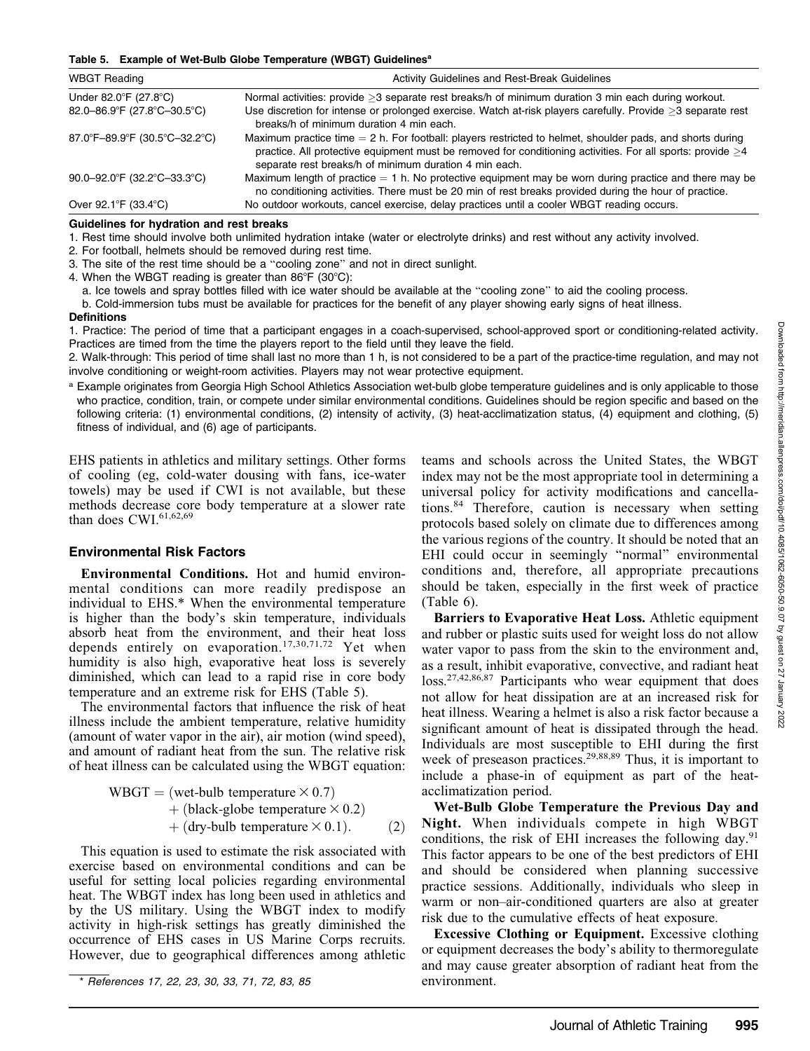**Table 5. Example of Wet-Bulb Globe Temperature (WBGT) Guidelines[a]**

| WBGT Reading | Activity Guidelines and Rest-Break Guidelines |
|---|---|
| Under 82.0°F (27.8°C) | Normal activities: provide ≥3 separate rest breaks/h of minimum duration 3 min each during workout. |
| 82.0–86.9°F (27.8°C–30.5°C) | Use discretion for intense or prolonged exercise. Watch at-risk players carefully. Provide ≥3 separate rest breaks/h of minimum duration 4 min each. |
| 87.0°F–89.9°F (30.5°C–32.2°C) | Maximum practice time = 2 h. For football: players restricted to helmet, shoulder pads, and shorts during practice. All protective equipment must be removed for conditioning activities. For all sports: provide ≥4 separate rest breaks/h of minimum duration 4 min each. |
| 90.0–92.0°F (32.2°C–33.3°C) | Maximum length of practice = 1 h. No protective equipment may be worn during practice and there may be no conditioning activities. There must be 20 min of rest breaks provided during the hour of practice. |
| Over 92.1°F (33.4°C) | No outdoor workouts, cancel exercise, delay practices until a cooler WBGT reading occurs. |

**Guidelines for hydration and rest breaks**

1. Rest time should involve both unlimited hydration intake (water or electrolyte drinks) and rest without any activity involved.
2. For football, helmets should be removed during rest time.
3. The site of the rest time should be a "cooling zone" and not in direct sunlight.
4. When the WBGT reading is greater than 86°F (30°C):
   a. Ice towels and spray bottles filled with ice water should be available at the "cooling zone" to aid the cooling process.
   b. Cold-immersion tubs must be available for practices for the benefit of any player showing early signs of heat illness.

**Definitions**

1. Practice: The period of time that a participant engages in a coach-supervised, school-approved sport or conditioning-related activity. Practices are timed from the time the players report to the field until they leave the field.
2. Walk-through: This period of time shall last no more than 1 h, is not considered to be a part of the practice-time regulation, and may not involve conditioning or weight-room activities. Players may not wear protective equipment.

[a] Example originates from Georgia High School Athletics Association wet-bulb globe temperature guidelines and is only applicable to those who practice, condition, train, or compete under similar environmental conditions. Guidelines should be region specific and based on the following criteria: (1) environmental conditions, (2) intensity of activity, (3) heat-acclimatization status, (4) equipment and clothing, (5) fitness of individual, and (6) age of participants.

EHS patients in athletics and military settings. Other forms of cooling (eg, cold-water dousing with fans, ice-water towels) may be used if CWI is not available, but these methods decrease core body temperature at a slower rate than does CWI.[61,62,69]

## Environmental Risk Factors

**Environmental Conditions.** Hot and humid environmental conditions can more readily predispose an individual to EHS.* When the environmental temperature is higher than the body's skin temperature, individuals absorb heat from the environment, and their heat loss depends entirely on evaporation.[17,30,71,72] Yet when humidity is also high, evaporative heat loss is severely diminished, which can lead to a rapid rise in core body temperature and an extreme risk for EHS (Table 5).

The environmental factors that influence the risk of heat illness include the ambient temperature, relative humidity (amount of water vapor in the air), air motion (wind speed), and amount of radiant heat from the sun. The relative risk of heat illness can be calculated using the WBGT equation:

$$\begin{aligned}\text{WBGT} = {} & (\text{wet-bulb temperature} \times 0.7) \\ & + (\text{black-globe temperature} \times 0.2) \\ & + (\text{dry-bulb temperature} \times 0.1). \qquad (2)\end{aligned}$$

This equation is used to estimate the risk associated with exercise based on environmental conditions and can be useful for setting local policies regarding environmental heat. The WBGT index has long been used in athletics and by the US military. Using the WBGT index to modify activity in high-risk settings has greatly diminished the occurrence of EHS cases in US Marine Corps recruits. However, due to geographical differences among athletic teams and schools across the United States, the WBGT index may not be the most appropriate tool in determining a universal policy for activity modifications and cancellations.[84] Therefore, caution is necessary when setting protocols based solely on climate due to differences among the various regions of the country. It should be noted that an EHI could occur in seemingly "normal" environmental conditions and, therefore, all appropriate precautions should be taken, especially in the first week of practice (Table 6).

**Barriers to Evaporative Heat Loss.** Athletic equipment and rubber or plastic suits used for weight loss do not allow water vapor to pass from the skin to the environment and, as a result, inhibit evaporative, convective, and radiant heat loss.[27,42,86,87] Participants who wear equipment that does not allow for heat dissipation are at an increased risk for heat illness. Wearing a helmet is also a risk factor because a significant amount of heat is dissipated through the head. Individuals are most susceptible to EHI during the first week of preseason practices.[29,88,89] Thus, it is important to include a phase-in of equipment as part of the heat-acclimatization period.

**Wet-Bulb Globe Temperature the Previous Day and Night.** When individuals compete in high WBGT conditions, the risk of EHI increases the following day.[91] This factor appears to be one of the best predictors of EHI and should be considered when planning successive practice sessions. Additionally, individuals who sleep in warm or non–air-conditioned quarters are also at greater risk due to the cumulative effects of heat exposure.

**Excessive Clothing or Equipment.** Excessive clothing or equipment decreases the body's ability to thermoregulate and may cause greater absorption of radiant heat from the environment.

\* *References 17, 22, 23, 30, 33, 71, 72, 83, 85*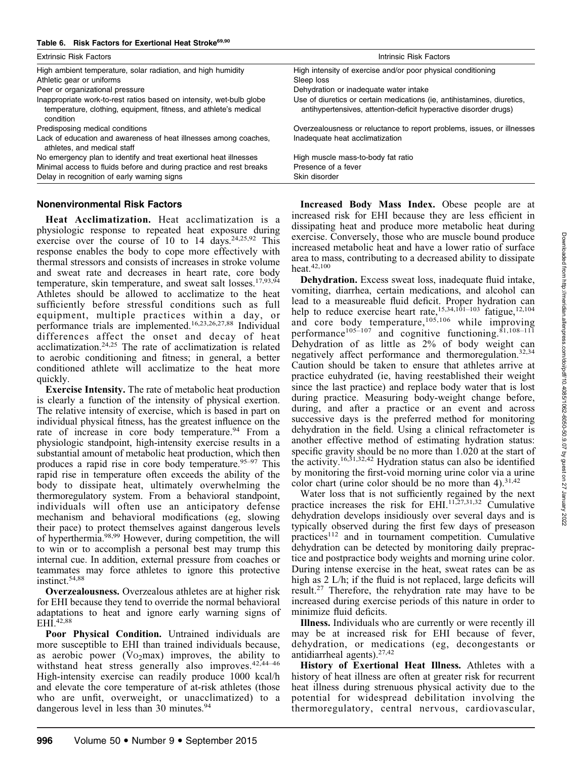**Table 6. Risk Factors for Exertional Heat Stroke[69,90]**

| Extrinsic Risk Factors | Intrinsic Risk Factors |
|---|---|
| High ambient temperature, solar radiation, and high humidity | High intensity of exercise and/or poor physical conditioning |
| Athletic gear or uniforms | Sleep loss |
| Peer or organizational pressure | Dehydration or inadequate water intake |
| Inappropriate work-to-rest ratios based on intensity, wet-bulb globe temperature, clothing, equipment, fitness, and athlete's medical condition | Use of diuretics or certain medications (ie, antihistamines, diuretics, antihypertensives, attention-deficit hyperactive disorder drugs) |
| Predisposing medical conditions | Overzealousness or reluctance to report problems, issues, or illnesses |
| Lack of education and awareness of heat illnesses among coaches, athletes, and medical staff | Inadequate heat acclimatization |
| No emergency plan to identify and treat exertional heat illnesses | High muscle mass-to-body fat ratio |
| Minimal access to fluids before and during practice and rest breaks | Presence of a fever |
| Delay in recognition of early warning signs | Skin disorder |

### Nonenvironmental Risk Factors

**Heat Acclimatization.** Heat acclimatization is a physiologic response to repeated heat exposure during exercise over the course of 10 to 14 days.[24,25,92] This response enables the body to cope more effectively with thermal stressors and consists of increases in stroke volume and sweat rate and decreases in heart rate, core body temperature, skin temperature, and sweat salt losses.[17,93,94] Athletes should be allowed to acclimatize to the heat sufficiently before stressful conditions such as full equipment, multiple practices within a day, or performance trials are implemented.[16,23,26,27,88] Individual differences affect the onset and decay of heat acclimatization.[24,25] The rate of acclimatization is related to aerobic conditioning and fitness; in general, a better conditioned athlete will acclimatize to the heat more quickly.

**Exercise Intensity.** The rate of metabolic heat production is clearly a function of the intensity of physical exertion. The relative intensity of exercise, which is based in part on individual physical fitness, has the greatest influence on the rate of increase in core body temperature.[94] From a physiologic standpoint, high-intensity exercise results in a substantial amount of metabolic heat production, which then produces a rapid rise in core body temperature.[95–97] This rapid rise in temperature often exceeds the ability of the body to dissipate heat, ultimately overwhelming the thermoregulatory system. From a behavioral standpoint, individuals will often use an anticipatory defense mechanism and behavioral modifications (eg, slowing their pace) to protect themselves against dangerous levels of hyperthermia.[98,99] However, during competition, the will to win or to accomplish a personal best may trump this internal cue. In addition, external pressure from coaches or teammates may force athletes to ignore this protective instinct.[54,88]

**Overzealousness.** Overzealous athletes are at higher risk for EHI because they tend to override the normal behavioral adaptations to heat and ignore early warning signs of EHI.[42,88]

**Poor Physical Condition.** Untrained individuals are more susceptible to EHI than trained individuals because, as aerobic power ($\dot{V}O_2max$) improves, the ability to withstand heat stress generally also improves.[42,44–46] High-intensity exercise can readily produce 1000 kcal/h and elevate the core temperature of at-risk athletes (those who are unfit, overweight, or unacclimatized) to a dangerous level in less than 30 minutes.[94]

**Increased Body Mass Index.** Obese people are at increased risk for EHI because they are less efficient in dissipating heat and produce more metabolic heat during exercise. Conversely, those who are muscle bound produce increased metabolic heat and have a lower ratio of surface area to mass, contributing to a decreased ability to dissipate heat.[42,100]

**Dehydration.** Excess sweat loss, inadequate fluid intake, vomiting, diarrhea, certain medications, and alcohol can lead to a measureable fluid deficit. Proper hydration can help to reduce exercise heart rate,[15,34,101–103] fatigue,[12,104] and core body temperature,[105,106] while improving performance[105–107] and cognitive functioning.[81,108–111] Dehydration of as little as 2% of body weight can negatively affect performance and thermoregulation.[32,34] Caution should be taken to ensure that athletes arrive at practice euhydrated (ie, having reestablished their weight since the last practice) and replace body water that is lost during practice. Measuring body-weight change before, during, and after a practice or an event and across successive days is the preferred method for monitoring dehydration in the field. Using a clinical refractometer is another effective method of estimating hydration status: specific gravity should be no more than 1.020 at the start of the activity.[16,31,32,42] Hydration status can also be identified by monitoring the first-void morning urine color via a urine color chart (urine color should be no more than 4).[31,42]

Water loss that is not sufficiently regained by the next practice increases the risk for EHI.[11,27,31,32] Cumulative dehydration develops insidiously over several days and is typically observed during the first few days of preseason practices[112] and in tournament competition. Cumulative dehydration can be detected by monitoring daily prepractice and postpractice body weights and morning urine color. During intense exercise in the heat, sweat rates can be as high as 2 L/h; if the fluid is not replaced, large deficits will result.[27] Therefore, the rehydration rate may have to be increased during exercise periods of this nature in order to minimize fluid deficits.

**Illness.** Individuals who are currently or were recently ill may be at increased risk for EHI because of fever, dehydration, or medications (eg, decongestants or antidiarrheal agents).[27,42]

**History of Exertional Heat Illness.** Athletes with a history of heat illness are often at greater risk for recurrent heat illness during strenuous physical activity due to the potential for widespread debilitation involving the thermoregulatory, central nervous, cardiovascular,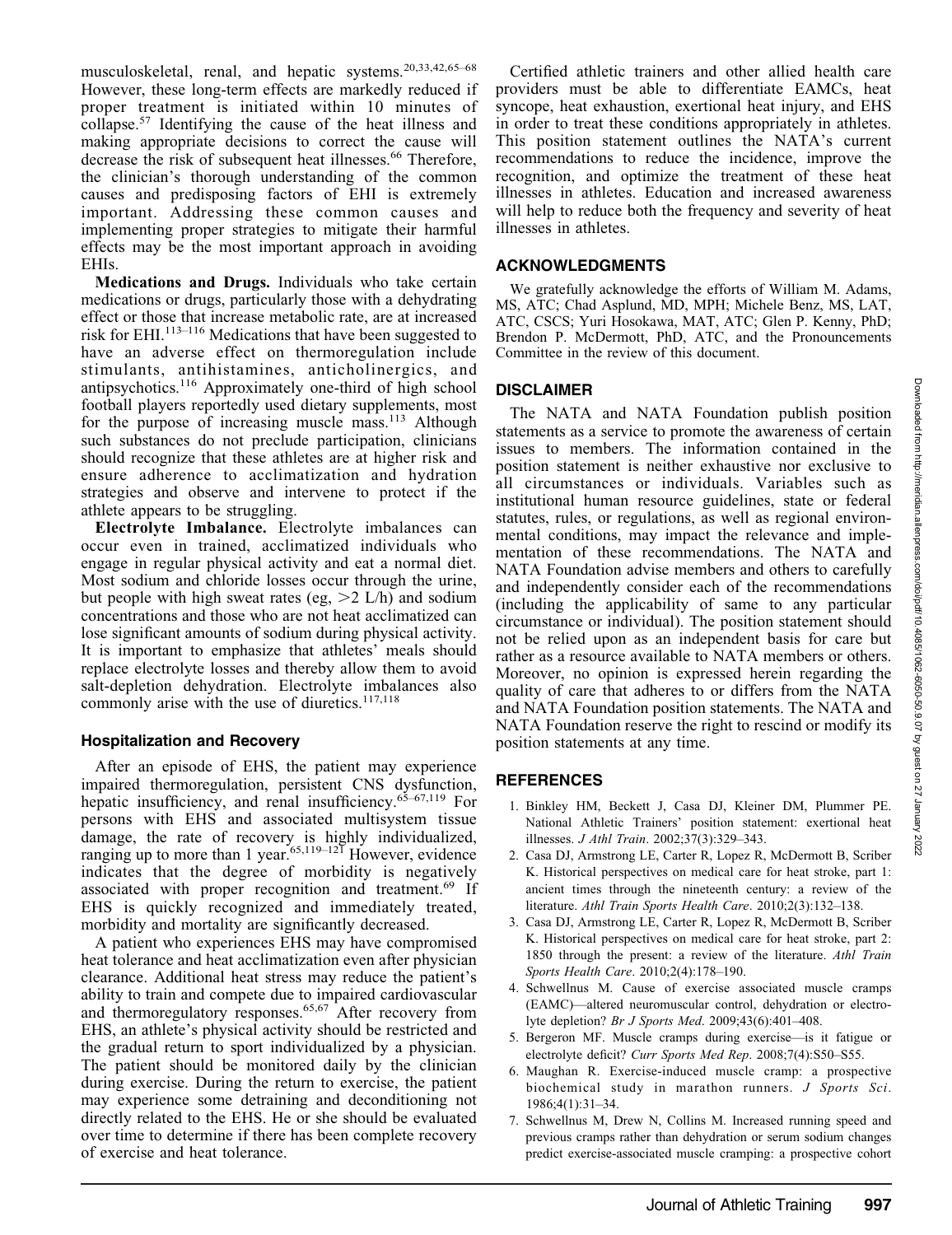musculoskeletal, renal, and hepatic systems.[20,33,42,65–68] However, these long-term effects are markedly reduced if proper treatment is initiated within 10 minutes of collapse.[57] Identifying the cause of the heat illness and making appropriate decisions to correct the cause will decrease the risk of subsequent heat illnesses.[66] Therefore, the clinician's thorough understanding of the common causes and predisposing factors of EHI is extremely important. Addressing these common causes and implementing proper strategies to mitigate their harmful effects may be the most important approach in avoiding EHIs.

**Medications and Drugs.** Individuals who take certain medications or drugs, particularly those with a dehydrating effect or those that increase metabolic rate, are at increased risk for EHI.[113–116] Medications that have been suggested to have an adverse effect on thermoregulation include stimulants, antihistamines, anticholinergics, and antipsychotics.[116] Approximately one-third of high school football players reportedly used dietary supplements, most for the purpose of increasing muscle mass.[113] Although such substances do not preclude participation, clinicians should recognize that these athletes are at higher risk and ensure adherence to acclimatization and hydration strategies and observe and intervene to protect if the athlete appears to be struggling.

**Electrolyte Imbalance.** Electrolyte imbalances can occur even in trained, acclimatized individuals who engage in regular physical activity and eat a normal diet. Most sodium and chloride losses occur through the urine, but people with high sweat rates (eg, >2 L/h) and sodium concentrations and those who are not heat acclimatized can lose significant amounts of sodium during physical activity. It is important to emphasize that athletes' meals should replace electrolyte losses and thereby allow them to avoid salt-depletion dehydration. Electrolyte imbalances also commonly arise with the use of diuretics.[117,118]

### Hospitalization and Recovery

After an episode of EHS, the patient may experience impaired thermoregulation, persistent CNS dysfunction, hepatic insufficiency, and renal insufficiency.[65–67,119] For persons with EHS and associated multisystem tissue damage, the rate of recovery is highly individualized, ranging up to more than 1 year.[65,119–121] However, evidence indicates that the degree of morbidity is negatively associated with proper recognition and treatment.[69] If EHS is quickly recognized and immediately treated, morbidity and mortality are significantly decreased.

A patient who experiences EHS may have compromised heat tolerance and heat acclimatization even after physician clearance. Additional heat stress may reduce the patient's ability to train and compete due to impaired cardiovascular and thermoregulatory responses.[65,67] After recovery from EHS, an athlete's physical activity should be restricted and the gradual return to sport individualized by a physician. The patient should be monitored daily by the clinician during exercise. During the return to exercise, the patient may experience some detraining and deconditioning not directly related to the EHS. He or she should be evaluated over time to determine if there has been complete recovery of exercise and heat tolerance.

Certified athletic trainers and other allied health care providers must be able to differentiate EAMCs, heat syncope, heat exhaustion, exertional heat injury, and EHS in order to treat these conditions appropriately in athletes. This position statement outlines the NATA's current recommendations to reduce the incidence, improve the recognition, and optimize the treatment of these heat illnesses in athletes. Education and increased awareness will help to reduce both the frequency and severity of heat illnesses in athletes.

## ACKNOWLEDGMENTS

We gratefully acknowledge the efforts of William M. Adams, MS, ATC; Chad Asplund, MD, MPH; Michele Benz, MS, LAT, ATC, CSCS; Yuri Hosokawa, MAT, ATC; Glen P. Kenny, PhD; Brendon P. McDermott, PhD, ATC, and the Pronouncements Committee in the review of this document.

## DISCLAIMER

The NATA and NATA Foundation publish position statements as a service to promote the awareness of certain issues to members. The information contained in the position statement is neither exhaustive nor exclusive to all circumstances or individuals. Variables such as institutional human resource guidelines, state or federal statutes, rules, or regulations, as well as regional environmental conditions, may impact the relevance and implementation of these recommendations. The NATA and NATA Foundation advise members and others to carefully and independently consider each of the recommendations (including the applicability of same to any particular circumstance or individual). The position statement should not be relied upon as an independent basis for care but rather as a resource available to NATA members or others. Moreover, no opinion is expressed herein regarding the quality of care that adheres to or differs from the NATA and NATA Foundation position statements. The NATA and NATA Foundation reserve the right to rescind or modify its position statements at any time.

## REFERENCES

1. Binkley HM, Beckett J, Casa DJ, Kleiner DM, Plummer PE. National Athletic Trainers' position statement: exertional heat illnesses. *J Athl Train*. 2002;37(3):329–343.
2. Casa DJ, Armstrong LE, Carter R, Lopez R, McDermott B, Scriber K. Historical perspectives on medical care for heat stroke, part 1: ancient times through the nineteenth century: a review of the literature. *Athl Train Sports Health Care*. 2010;2(3):132–138.
3. Casa DJ, Armstrong LE, Carter R, Lopez R, McDermott B, Scriber K. Historical perspectives on medical care for heat stroke, part 2: 1850 through the present: a review of the literature. *Athl Train Sports Health Care*. 2010;2(4):178–190.
4. Schwellnus M. Cause of exercise associated muscle cramps (EAMC)—altered neuromuscular control, dehydration or electrolyte depletion? *Br J Sports Med*. 2009;43(6):401–408.
5. Bergeron MF. Muscle cramps during exercise—is it fatigue or electrolyte deficit? *Curr Sports Med Rep*. 2008;7(4):S50–S55.
6. Maughan R. Exercise-induced muscle cramp: a prospective biochemical study in marathon runners. *J Sports Sci*. 1986;4(1):31–34.
7. Schwellnus M, Drew N, Collins M. Increased running speed and previous cramps rather than dehydration or serum sodium changes predict exercise-associated muscle cramping: a prospective cohort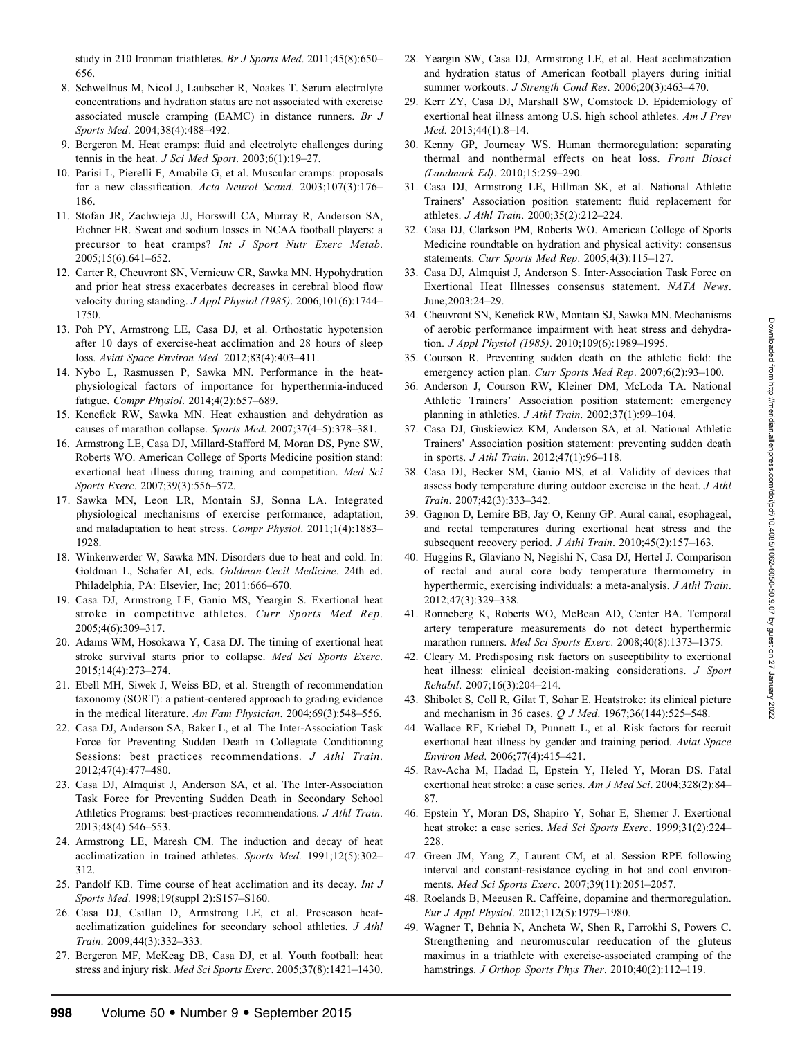study in 210 Ironman triathletes. *Br J Sports Med*. 2011;45(8):650–656.

8. Schwellnus M, Nicol J, Laubscher R, Noakes T. Serum electrolyte concentrations and hydration status are not associated with exercise associated muscle cramping (EAMC) in distance runners. *Br J Sports Med*. 2004;38(4):488–492.
9. Bergeron M. Heat cramps: fluid and electrolyte challenges during tennis in the heat. *J Sci Med Sport*. 2003;6(1):19–27.
10. Parisi L, Pierelli F, Amabile G, et al. Muscular cramps: proposals for a new classification. *Acta Neurol Scand*. 2003;107(3):176–186.
11. Stofan JR, Zachwieja JJ, Horswill CA, Murray R, Anderson SA, Eichner ER. Sweat and sodium losses in NCAA football players: a precursor to heat cramps? *Int J Sport Nutr Exerc Metab*. 2005;15(6):641–652.
12. Carter R, Cheuvront SN, Vernieuw CR, Sawka MN. Hypohydration and prior heat stress exacerbates decreases in cerebral blood flow velocity during standing. *J Appl Physiol (1985)*. 2006;101(6):1744–1750.
13. Poh PY, Armstrong LE, Casa DJ, et al. Orthostatic hypotension after 10 days of exercise-heat acclimation and 28 hours of sleep loss. *Aviat Space Environ Med*. 2012;83(4):403–411.
14. Nybo L, Rasmussen P, Sawka MN. Performance in the heat-physiological factors of importance for hyperthermia-induced fatigue. *Compr Physiol*. 2014;4(2):657–689.
15. Kenefick RW, Sawka MN. Heat exhaustion and dehydration as causes of marathon collapse. *Sports Med*. 2007;37(4–5):378–381.
16. Armstrong LE, Casa DJ, Millard-Stafford M, Moran DS, Pyne SW, Roberts WO. American College of Sports Medicine position stand: exertional heat illness during training and competition. *Med Sci Sports Exerc*. 2007;39(3):556–572.
17. Sawka MN, Leon LR, Montain SJ, Sonna LA. Integrated physiological mechanisms of exercise performance, adaptation, and maladaptation to heat stress. *Compr Physiol*. 2011;1(4):1883–1928.
18. Winkenwerder W, Sawka MN. Disorders due to heat and cold. In: Goldman L, Schafer AI, eds. *Goldman-Cecil Medicine*. 24th ed. Philadelphia, PA: Elsevier, Inc; 2011:666–670.
19. Casa DJ, Armstrong LE, Ganio MS, Yeargin S. Exertional heat stroke in competitive athletes. *Curr Sports Med Rep*. 2005;4(6):309–317.
20. Adams WM, Hosokawa Y, Casa DJ. The timing of exertional heat stroke survival starts prior to collapse. *Med Sci Sports Exerc*. 2015;14(4):273–274.
21. Ebell MH, Siwek J, Weiss BD, et al. Strength of recommendation taxonomy (SORT): a patient-centered approach to grading evidence in the medical literature. *Am Fam Physician*. 2004;69(3):548–556.
22. Casa DJ, Anderson SA, Baker L, et al. The Inter-Association Task Force for Preventing Sudden Death in Collegiate Conditioning Sessions: best practices recommendations. *J Athl Train*. 2012;47(4):477–480.
23. Casa DJ, Almquist J, Anderson SA, et al. The Inter-Association Task Force for Preventing Sudden Death in Secondary School Athletics Programs: best-practices recommendations. *J Athl Train*. 2013;48(4):546–553.
24. Armstrong LE, Maresh CM. The induction and decay of heat acclimatization in trained athletes. *Sports Med*. 1991;12(5):302–312.
25. Pandolf KB. Time course of heat acclimation and its decay. *Int J Sports Med*. 1998;19(suppl 2):S157–S160.
26. Casa DJ, Csillan D, Armstrong LE, et al. Preseason heat-acclimatization guidelines for secondary school athletics. *J Athl Train*. 2009;44(3):332–333.
27. Bergeron MF, McKeag DB, Casa DJ, et al. Youth football: heat stress and injury risk. *Med Sci Sports Exerc*. 2005;37(8):1421–1430.
28. Yeargin SW, Casa DJ, Armstrong LE, et al. Heat acclimatization and hydration status of American football players during initial summer workouts. *J Strength Cond Res*. 2006;20(3):463–470.
29. Kerr ZY, Casa DJ, Marshall SW, Comstock D. Epidemiology of exertional heat illness among U.S. high school athletes. *Am J Prev Med*. 2013;44(1):8–14.
30. Kenny GP, Journeay WS. Human thermoregulation: separating thermal and nonthermal effects on heat loss. *Front Biosci (Landmark Ed)*. 2010;15:259–290.
31. Casa DJ, Armstrong LE, Hillman SK, et al. National Athletic Trainers' Association position statement: fluid replacement for athletes. *J Athl Train*. 2000;35(2):212–224.
32. Casa DJ, Clarkson PM, Roberts WO. American College of Sports Medicine roundtable on hydration and physical activity: consensus statements. *Curr Sports Med Rep*. 2005;4(3):115–127.
33. Casa DJ, Almquist J, Anderson S. Inter-Association Task Force on Exertional Heat Illnesses consensus statement. *NATA News*. June;2003:24–29.
34. Cheuvront SN, Kenefick RW, Montain SJ, Sawka MN. Mechanisms of aerobic performance impairment with heat stress and dehydration. *J Appl Physiol (1985)*. 2010;109(6):1989–1995.
35. Courson R. Preventing sudden death on the athletic field: the emergency action plan. *Curr Sports Med Rep*. 2007;6(2):93–100.
36. Anderson J, Courson RW, Kleiner DM, McLoda TA. National Athletic Trainers' Association position statement: emergency planning in athletics. *J Athl Train*. 2002;37(1):99–104.
37. Casa DJ, Guskiewicz KM, Anderson SA, et al. National Athletic Trainers' Association position statement: preventing sudden death in sports. *J Athl Train*. 2012;47(1):96–118.
38. Casa DJ, Becker SM, Ganio MS, et al. Validity of devices that assess body temperature during outdoor exercise in the heat. *J Athl Train*. 2007;42(3):333–342.
39. Gagnon D, Lemire BB, Jay O, Kenny GP. Aural canal, esophageal, and rectal temperatures during exertional heat stress and the subsequent recovery period. *J Athl Train*. 2010;45(2):157–163.
40. Huggins R, Glaviano N, Negishi N, Casa DJ, Hertel J. Comparison of rectal and aural core body temperature thermometry in hyperthermic, exercising individuals: a meta-analysis. *J Athl Train*. 2012;47(3):329–338.
41. Ronneberg K, Roberts WO, McBean AD, Center BA. Temporal artery temperature measurements do not detect hyperthermic marathon runners. *Med Sci Sports Exerc*. 2008;40(8):1373–1375.
42. Cleary M. Predisposing risk factors on susceptibility to exertional heat illness: clinical decision-making considerations. *J Sport Rehabil*. 2007;16(3):204–214.
43. Shibolet S, Coll R, Gilat T, Sohar E. Heatstroke: its clinical picture and mechanism in 36 cases. *Q J Med*. 1967;36(144):525–548.
44. Wallace RF, Kriebel D, Punnett L, et al. Risk factors for recruit exertional heat illness by gender and training period. *Aviat Space Environ Med*. 2006;77(4):415–421.
45. Rav-Acha M, Hadad E, Epstein Y, Heled Y, Moran DS. Fatal exertional heat stroke: a case series. *Am J Med Sci*. 2004;328(2):84–87.
46. Epstein Y, Moran DS, Shapiro Y, Sohar E, Shemer J. Exertional heat stroke: a case series. *Med Sci Sports Exerc*. 1999;31(2):224–228.
47. Green JM, Yang Z, Laurent CM, et al. Session RPE following interval and constant-resistance cycling in hot and cool environments. *Med Sci Sports Exerc*. 2007;39(11):2051–2057.
48. Roelands B, Meeusen R. Caffeine, dopamine and thermoregulation. *Eur J Appl Physiol*. 2012;112(5):1979–1980.
49. Wagner T, Behnia N, Ancheta W, Shen R, Farrokhi S, Powers C. Strengthening and neuromuscular reeducation of the gluteus maximus in a triathlete with exercise-associated cramping of the hamstrings. *J Orthop Sports Phys Ther*. 2010;40(2):112–119.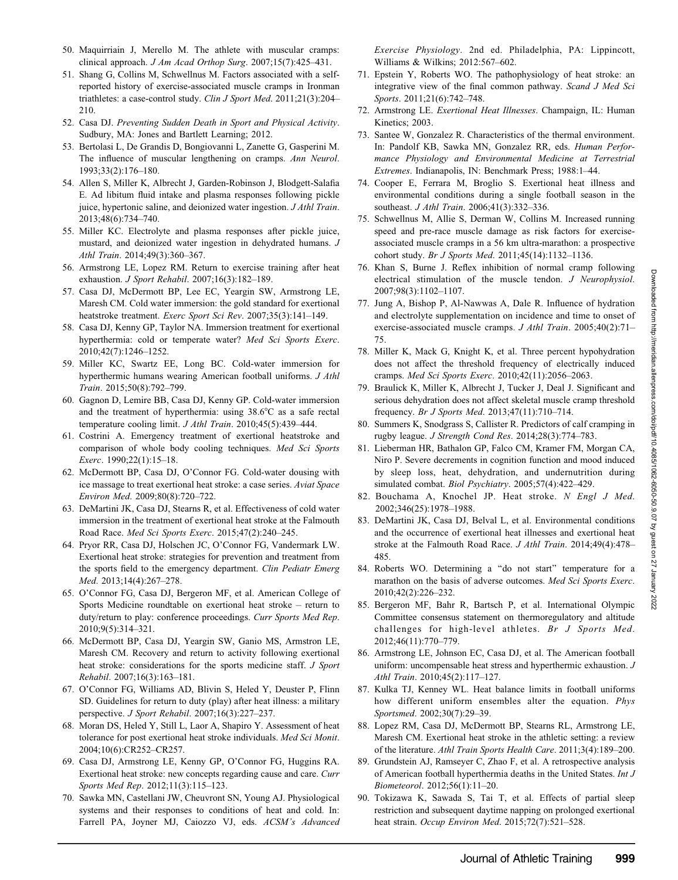50. Maquirriain J, Merello M. The athlete with muscular cramps: clinical approach. *J Am Acad Orthop Surg*. 2007;15(7):425–431.
51. Shang G, Collins M, Schwellnus M. Factors associated with a self-reported history of exercise-associated muscle cramps in Ironman triathletes: a case-control study. *Clin J Sport Med*. 2011;21(3):204–210.
52. Casa DJ. *Preventing Sudden Death in Sport and Physical Activity*. Sudbury, MA: Jones and Bartlett Learning; 2012.
53. Bertolasi L, De Grandis D, Bongiovanni L, Zanette G, Gasperini M. The influence of muscular lengthening on cramps. *Ann Neurol*. 1993;33(2):176–180.
54. Allen S, Miller K, Albrecht J, Garden-Robinson J, Blodgett-Salafia E. Ad libitum fluid intake and plasma responses following pickle juice, hypertonic saline, and deionized water ingestion. *J Athl Train*. 2013;48(6):734–740.
55. Miller KC. Electrolyte and plasma responses after pickle juice, mustard, and deionized water ingestion in dehydrated humans. *J Athl Train*. 2014;49(3):360–367.
56. Armstrong LE, Lopez RM. Return to exercise training after heat exhaustion. *J Sport Rehabil*. 2007;16(3):182–189.
57. Casa DJ, McDermott BP, Lee EC, Yeargin SW, Armstrong LE, Maresh CM. Cold water immersion: the gold standard for exertional heatstroke treatment. *Exerc Sport Sci Rev*. 2007;35(3):141–149.
58. Casa DJ, Kenny GP, Taylor NA. Immersion treatment for exertional hyperthermia: cold or temperate water? *Med Sci Sports Exerc*. 2010;42(7):1246–1252.
59. Miller KC, Swartz EE, Long BC. Cold-water immersion for hyperthermic humans wearing American football uniforms. *J Athl Train*. 2015;50(8):792–799.
60. Gagnon D, Lemire BB, Casa DJ, Kenny GP. Cold-water immersion and the treatment of hyperthermia: using 38.6°C as a safe rectal temperature cooling limit. *J Athl Train*. 2010;45(5):439–444.
61. Costrini A. Emergency treatment of exertional heatstroke and comparison of whole body cooling techniques. *Med Sci Sports Exerc*. 1990;22(1):15–18.
62. McDermott BP, Casa DJ, O'Connor FG. Cold-water dousing with ice massage to treat exertional heat stroke: a case series. *Aviat Space Environ Med*. 2009;80(8):720–722.
63. DeMartini JK, Casa DJ, Stearns R, et al. Effectiveness of cold water immersion in the treatment of exertional heat stroke at the Falmouth Road Race. *Med Sci Sports Exerc*. 2015;47(2):240–245.
64. Pryor RR, Casa DJ, Holschen JC, O'Connor FG, Vandermark LW. Exertional heat stroke: strategies for prevention and treatment from the sports field to the emergency department. *Clin Pediatr Emerg Med*. 2013;14(4):267–278.
65. O'Connor FG, Casa DJ, Bergeron MF, et al. American College of Sports Medicine roundtable on exertional heat stroke – return to duty/return to play: conference proceedings. *Curr Sports Med Rep*. 2010;9(5):314–321.
66. McDermott BP, Casa DJ, Yeargin SW, Ganio MS, Armstron LE, Maresh CM. Recovery and return to activity following exertional heat stroke: considerations for the sports medicine staff. *J Sport Rehabil*. 2007;16(3):163–181.
67. O'Connor FG, Williams AD, Blivin S, Heled Y, Deuster P, Flinn SD. Guidelines for return to duty (play) after heat illness: a military perspective. *J Sport Rehabil*. 2007;16(3):227–237.
68. Moran DS, Heled Y, Still L, Laor A, Shapiro Y. Assessment of heat tolerance for post exertional heat stroke individuals. *Med Sci Monit*. 2004;10(6):CR252–CR257.
69. Casa DJ, Armstrong LE, Kenny GP, O'Connor FG, Huggins RA. Exertional heat stroke: new concepts regarding cause and care. *Curr Sports Med Rep*. 2012;11(3):115–123.
70. Sawka MN, Castellani JW, Cheuvront SN, Young AJ. Physiological systems and their responses to conditions of heat and cold. In: Farrell PA, Joyner MJ, Caiozzo VJ, eds. *ACSM's Advanced Exercise Physiology*. 2nd ed. Philadelphia, PA: Lippincott, Williams & Wilkins; 2012:567–602.
71. Epstein Y, Roberts WO. The pathophysiology of heat stroke: an integrative view of the final common pathway. *Scand J Med Sci Sports*. 2011;21(6):742–748.
72. Armstrong LE. *Exertional Heat Illnesses*. Champaign, IL: Human Kinetics; 2003.
73. Santee W, Gonzalez R. Characteristics of the thermal environment. In: Pandolf KB, Sawka MN, Gonzalez RR, eds. *Human Performance Physiology and Environmental Medicine at Terrestrial Extremes*. Indianapolis, IN: Benchmark Press; 1988:1–44.
74. Cooper E, Ferrara M, Broglio S. Exertional heat illness and environmental conditions during a single football season in the southeast. *J Athl Train*. 2006;41(3):332–336.
75. Schwellnus M, Allie S, Derman W, Collins M. Increased running speed and pre-race muscle damage as risk factors for exercise-associated muscle cramps in a 56 km ultra-marathon: a prospective cohort study. *Br J Sports Med*. 2011;45(14):1132–1136.
76. Khan S, Burne J. Reflex inhibition of normal cramp following electrical stimulation of the muscle tendon. *J Neurophysiol*. 2007;98(3):1102–1107.
77. Jung A, Bishop P, Al-Nawwas A, Dale R. Influence of hydration and electrolyte supplementation on incidence and time to onset of exercise-associated muscle cramps. *J Athl Train*. 2005;40(2):71–75.
78. Miller K, Mack G, Knight K, et al. Three percent hypohydration does not affect the threshold frequency of electrically induced cramps. *Med Sci Sports Exerc*. 2010;42(11):2056–2063.
79. Braulick K, Miller K, Albrecht J, Tucker J, Deal J. Significant and serious dehydration does not affect skeletal muscle cramp threshold frequency. *Br J Sports Med*. 2013;47(11):710–714.
80. Summers K, Snodgrass S, Callister R. Predictors of calf cramping in rugby league. *J Strength Cond Res*. 2014;28(3):774–783.
81. Lieberman HR, Bathalon GP, Falco CM, Kramer FM, Morgan CA, Niro P. Severe decrements in cognition function and mood induced by sleep loss, heat, dehydration, and undernutrition during simulated combat. *Biol Psychiatry*. 2005;57(4):422–429.
82. Bouchama A, Knochel JP. Heat stroke. *N Engl J Med*. 2002;346(25):1978–1988.
83. DeMartini JK, Casa DJ, Belval L, et al. Environmental conditions and the occurrence of exertional heat illnesses and exertional heat stroke at the Falmouth Road Race. *J Athl Train*. 2014;49(4):478–485.
84. Roberts WO. Determining a "do not start" temperature for a marathon on the basis of adverse outcomes. *Med Sci Sports Exerc*. 2010;42(2):226–232.
85. Bergeron MF, Bahr R, Bartsch P, et al. International Olympic Committee consensus statement on thermoregulatory and altitude challenges for high-level athletes. *Br J Sports Med*. 2012;46(11):770–779.
86. Armstrong LE, Johnson EC, Casa DJ, et al. The American football uniform: uncompensable heat stress and hyperthermic exhaustion. *J Athl Train*. 2010;45(2):117–127.
87. Kulka TJ, Kenney WL. Heat balance limits in football uniforms how different uniform ensembles alter the equation. *Phys Sportsmed*. 2002;30(7):29–39.
88. Lopez RM, Casa DJ, McDermott BP, Stearns RL, Armstrong LE, Maresh CM. Exertional heat stroke in the athletic setting: a review of the literature. *Athl Train Sports Health Care*. 2011;3(4):189–200.
89. Grundstein AJ, Ramseyer C, Zhao F, et al. A retrospective analysis of American football hyperthermia deaths in the United States. *Int J Biometeorol*. 2012;56(1):11–20.
90. Tokizawa K, Sawada S, Tai T, et al. Effects of partial sleep restriction and subsequent daytime napping on prolonged exertional heat strain. *Occup Environ Med*. 2015;72(7):521–528.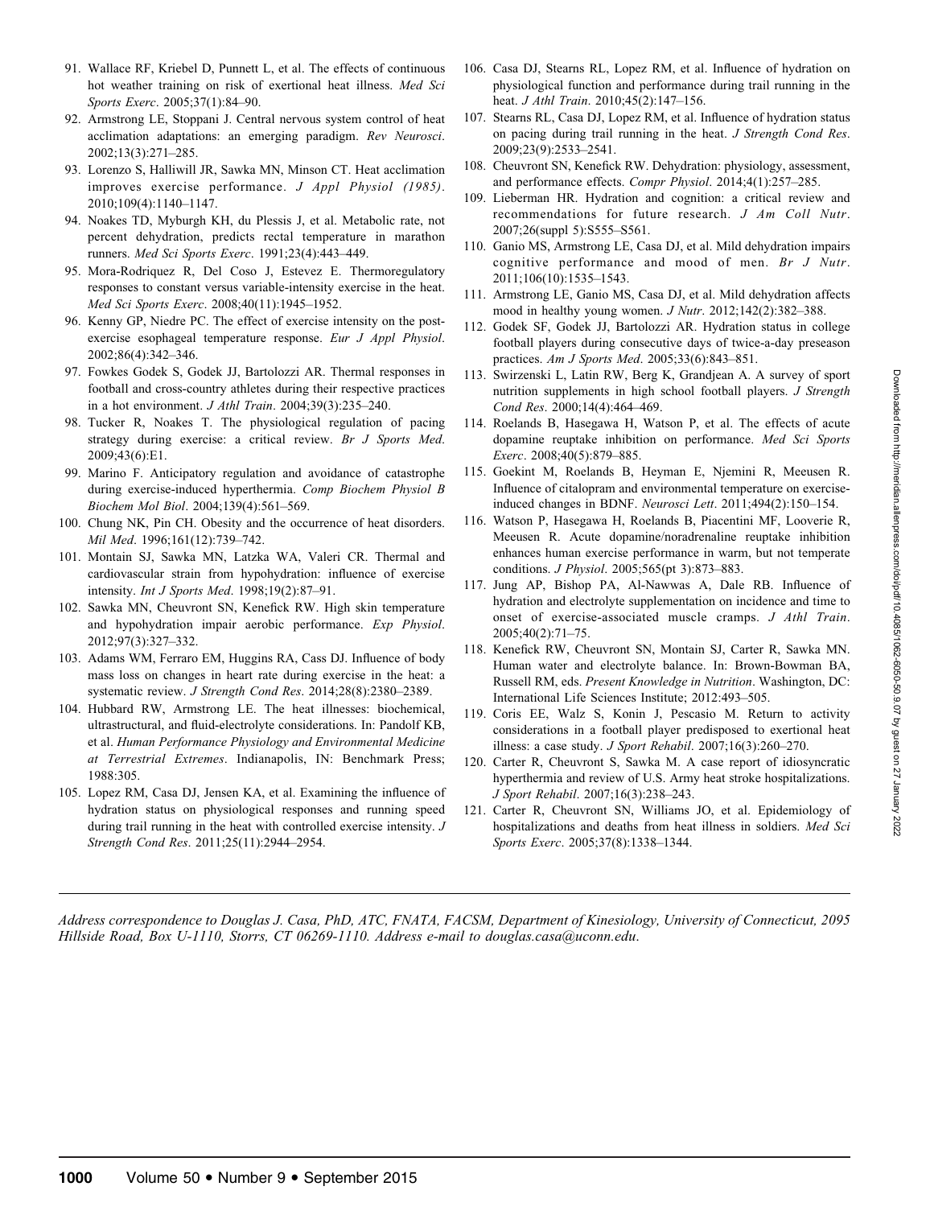91. Wallace RF, Kriebel D, Punnett L, et al. The effects of continuous hot weather training on risk of exertional heat illness. *Med Sci Sports Exerc*. 2005;37(1):84–90.
92. Armstrong LE, Stoppani J. Central nervous system control of heat acclimation adaptations: an emerging paradigm. *Rev Neurosci*. 2002;13(3):271–285.
93. Lorenzo S, Halliwill JR, Sawka MN, Minson CT. Heat acclimation improves exercise performance. *J Appl Physiol (1985)*. 2010;109(4):1140–1147.
94. Noakes TD, Myburgh KH, du Plessis J, et al. Metabolic rate, not percent dehydration, predicts rectal temperature in marathon runners. *Med Sci Sports Exerc*. 1991;23(4):443–449.
95. Mora-Rodriquez R, Del Coso J, Estevez E. Thermoregulatory responses to constant versus variable-intensity exercise in the heat. *Med Sci Sports Exerc*. 2008;40(11):1945–1952.
96. Kenny GP, Niedre PC. The effect of exercise intensity on the post-exercise esophageal temperature response. *Eur J Appl Physiol*. 2002;86(4):342–346.
97. Fowkes Godek S, Godek JJ, Bartolozzi AR. Thermal responses in football and cross-country athletes during their respective practices in a hot environment. *J Athl Train*. 2004;39(3):235–240.
98. Tucker R, Noakes T. The physiological regulation of pacing strategy during exercise: a critical review. *Br J Sports Med*. 2009;43(6):E1.
99. Marino F. Anticipatory regulation and avoidance of catastrophe during exercise-induced hyperthermia. *Comp Biochem Physiol B Biochem Mol Biol*. 2004;139(4):561–569.
100. Chung NK, Pin CH. Obesity and the occurrence of heat disorders. *Mil Med*. 1996;161(12):739–742.
101. Montain SJ, Sawka MN, Latzka WA, Valeri CR. Thermal and cardiovascular strain from hypohydration: influence of exercise intensity. *Int J Sports Med*. 1998;19(2):87–91.
102. Sawka MN, Cheuvront SN, Kenefick RW. High skin temperature and hypohydration impair aerobic performance. *Exp Physiol*. 2012;97(3):327–332.
103. Adams WM, Ferraro EM, Huggins RA, Cass DJ. Influence of body mass loss on changes in heart rate during exercise in the heat: a systematic review. *J Strength Cond Res*. 2014;28(8):2380–2389.
104. Hubbard RW, Armstrong LE. The heat illnesses: biochemical, ultrastructural, and fluid-electrolyte considerations. In: Pandolf KB, et al. *Human Performance Physiology and Environmental Medicine at Terrestrial Extremes*. Indianapolis, IN: Benchmark Press; 1988:305.
105. Lopez RM, Casa DJ, Jensen KA, et al. Examining the influence of hydration status on physiological responses and running speed during trail running in the heat with controlled exercise intensity. *J Strength Cond Res*. 2011;25(11):2944–2954.
106. Casa DJ, Stearns RL, Lopez RM, et al. Influence of hydration on physiological function and performance during trail running in the heat. *J Athl Train*. 2010;45(2):147–156.
107. Stearns RL, Casa DJ, Lopez RM, et al. Influence of hydration status on pacing during trail running in the heat. *J Strength Cond Res*. 2009;23(9):2533–2541.
108. Cheuvront SN, Kenefick RW. Dehydration: physiology, assessment, and performance effects. *Compr Physiol*. 2014;4(1):257–285.
109. Lieberman HR. Hydration and cognition: a critical review and recommendations for future research. *J Am Coll Nutr*. 2007;26(suppl 5):S555–S561.
110. Ganio MS, Armstrong LE, Casa DJ, et al. Mild dehydration impairs cognitive performance and mood of men. *Br J Nutr*. 2011;106(10):1535–1543.
111. Armstrong LE, Ganio MS, Casa DJ, et al. Mild dehydration affects mood in healthy young women. *J Nutr*. 2012;142(2):382–388.
112. Godek SF, Godek JJ, Bartolozzi AR. Hydration status in college football players during consecutive days of twice-a-day preseason practices. *Am J Sports Med*. 2005;33(6):843–851.
113. Swirzenski L, Latin RW, Berg K, Grandjean A. A survey of sport nutrition supplements in high school football players. *J Strength Cond Res*. 2000;14(4):464–469.
114. Roelands B, Hasegawa H, Watson P, et al. The effects of acute dopamine reuptake inhibition on performance. *Med Sci Sports Exerc*. 2008;40(5):879–885.
115. Goekint M, Roelands B, Heyman E, Njemini R, Meeusen R. Influence of citalopram and environmental temperature on exercise-induced changes in BDNF. *Neurosci Lett*. 2011;494(2):150–154.
116. Watson P, Hasegawa H, Roelands B, Piacentini MF, Looverie R, Meeusen R. Acute dopamine/noradrenaline reuptake inhibition enhances human exercise performance in warm, but not temperate conditions. *J Physiol*. 2005;565(pt 3):873–883.
117. Jung AP, Bishop PA, Al-Nawwas A, Dale RB. Influence of hydration and electrolyte supplementation on incidence and time to onset of exercise-associated muscle cramps. *J Athl Train*. 2005;40(2):71–75.
118. Kenefick RW, Cheuvront SN, Montain SJ, Carter R, Sawka MN. Human water and electrolyte balance. In: Brown-Bowman BA, Russell RM, eds. *Present Knowledge in Nutrition*. Washington, DC: International Life Sciences Institute; 2012:493–505.
119. Coris EE, Walz S, Konin J, Pescasio M. Return to activity considerations in a football player predisposed to exertional heat illness: a case study. *J Sport Rehabil*. 2007;16(3):260–270.
120. Carter R, Cheuvront S, Sawka M. A case report of idiosyncratic hyperthermia and review of U.S. Army heat stroke hospitalizations. *J Sport Rehabil*. 2007;16(3):238–243.
121. Carter R, Cheuvront SN, Williams JO, et al. Epidemiology of hospitalizations and deaths from heat illness in soldiers. *Med Sci Sports Exerc*. 2005;37(8):1338–1344.

*Address correspondence to Douglas J. Casa, PhD, ATC, FNATA, FACSM, Department of Kinesiology, University of Connecticut, 2095 Hillside Road, Box U-1110, Storrs, CT 06269-1110. Address e-mail to douglas.casa@uconn.edu.*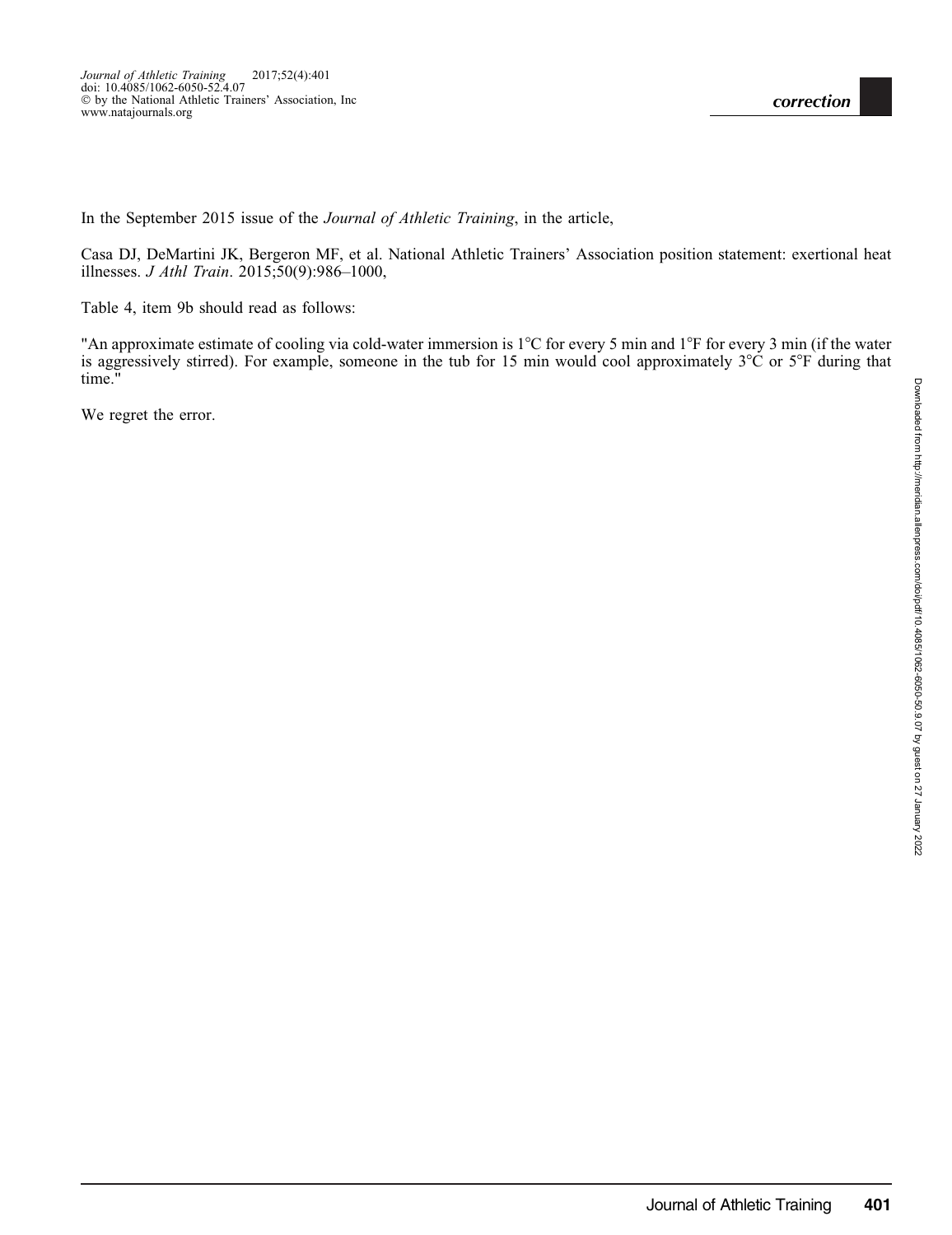**correction**

In the September 2015 issue of the *Journal of Athletic Training*, in the article,

Casa DJ, DeMartini JK, Bergeron MF, et al. National Athletic Trainers' Association position statement: exertional heat illnesses. *J Athl Train*. 2015;50(9):986–1000,

Table 4, item 9b should read as follows:

"An approximate estimate of cooling via cold-water immersion is 1°C for every 5 min and 1°F for every 3 min (if the water is aggressively stirred). For example, someone in the tub for 15 min would cool approximately 3°C or 5°F during that time."

We regret the error.